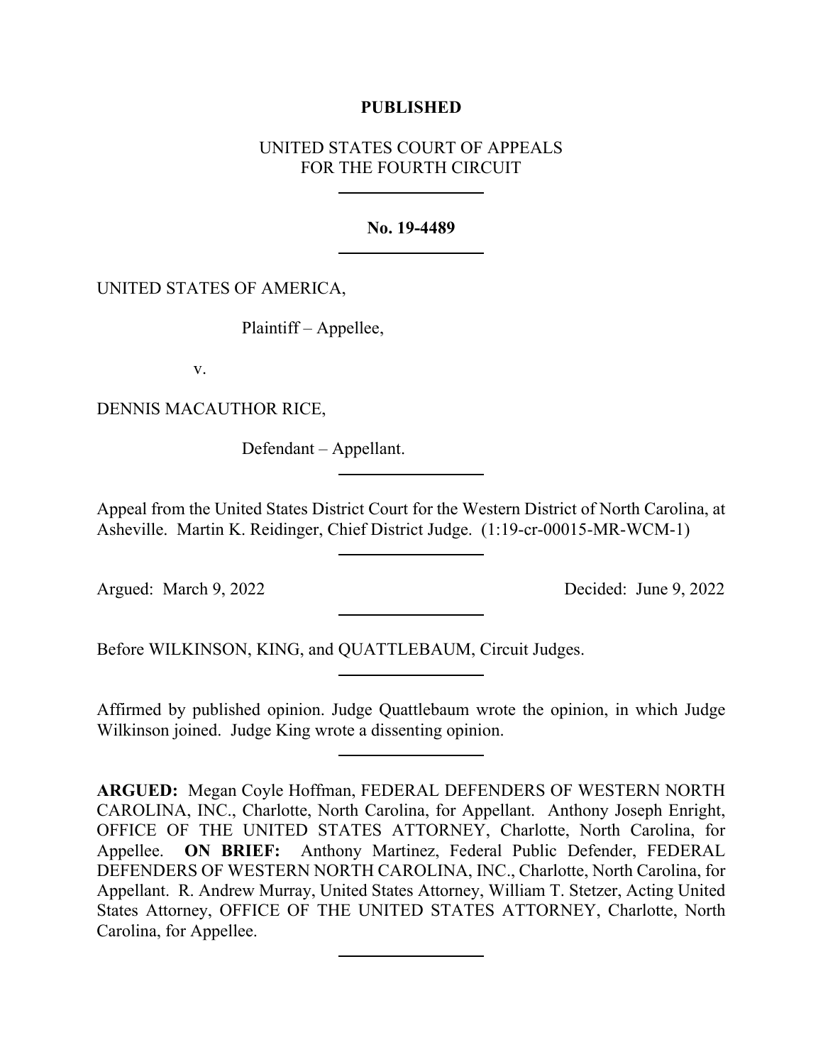**PUBLISHED**

UNITED STATES COURT OF APPEALS
FOR THE FOURTH CIRCUIT

---

**No. 19-4489**

---

UNITED STATES OF AMERICA,

Plaintiff – Appellee,

v.

DENNIS MACAUTHOR RICE,

Defendant – Appellant.

---

Appeal from the United States District Court for the Western District of North Carolina, at Asheville. Martin K. Reidinger, Chief District Judge. (1:19-cr-00015-MR-WCM-1)

---

Argued: March 9, 2022 Decided: June 9, 2022

---

Before WILKINSON, KING, and QUATTLEBAUM, Circuit Judges.

---

Affirmed by published opinion. Judge Quattlebaum wrote the opinion, in which Judge Wilkinson joined. Judge King wrote a dissenting opinion.

---

**ARGUED:** Megan Coyle Hoffman, FEDERAL DEFENDERS OF WESTERN NORTH CAROLINA, INC., Charlotte, North Carolina, for Appellant. Anthony Joseph Enright, OFFICE OF THE UNITED STATES ATTORNEY, Charlotte, North Carolina, for Appellee. **ON BRIEF:** Anthony Martinez, Federal Public Defender, FEDERAL DEFENDERS OF WESTERN NORTH CAROLINA, INC., Charlotte, North Carolina, for Appellant. R. Andrew Murray, United States Attorney, William T. Stetzer, Acting United States Attorney, OFFICE OF THE UNITED STATES ATTORNEY, Charlotte, North Carolina, for Appellee.

---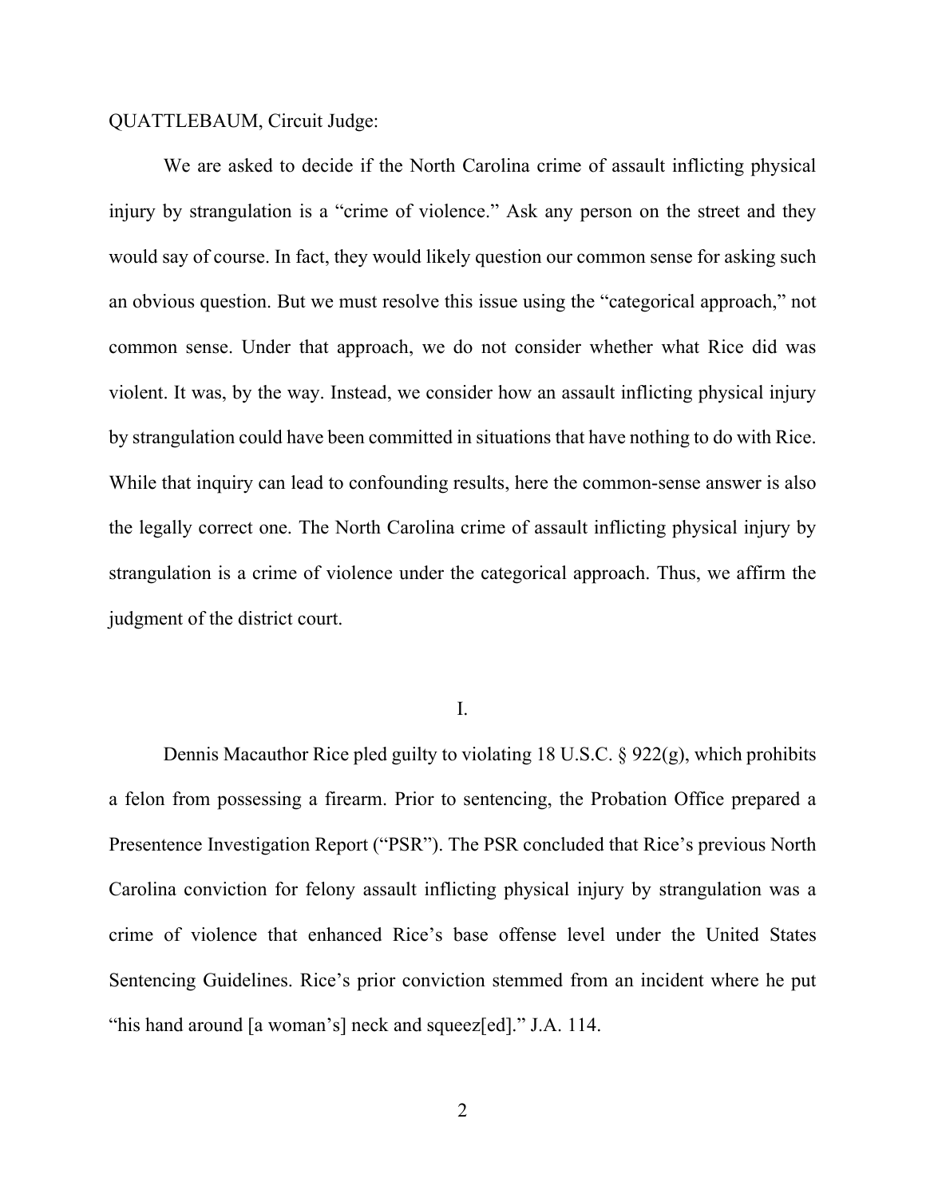QUATTLEBAUM, Circuit Judge:

We are asked to decide if the North Carolina crime of assault inflicting physical injury by strangulation is a "crime of violence." Ask any person on the street and they would say of course. In fact, they would likely question our common sense for asking such an obvious question. But we must resolve this issue using the "categorical approach," not common sense. Under that approach, we do not consider whether what Rice did was violent. It was, by the way. Instead, we consider how an assault inflicting physical injury by strangulation could have been committed in situations that have nothing to do with Rice. While that inquiry can lead to confounding results, here the common-sense answer is also the legally correct one. The North Carolina crime of assault inflicting physical injury by strangulation is a crime of violence under the categorical approach. Thus, we affirm the judgment of the district court.

## I.

Dennis Macauthor Rice pled guilty to violating 18 U.S.C. § 922(g), which prohibits a felon from possessing a firearm. Prior to sentencing, the Probation Office prepared a Presentence Investigation Report ("PSR"). The PSR concluded that Rice's previous North Carolina conviction for felony assault inflicting physical injury by strangulation was a crime of violence that enhanced Rice's base offense level under the United States Sentencing Guidelines. Rice's prior conviction stemmed from an incident where he put "his hand around [a woman's] neck and squeez[ed]." J.A. 114.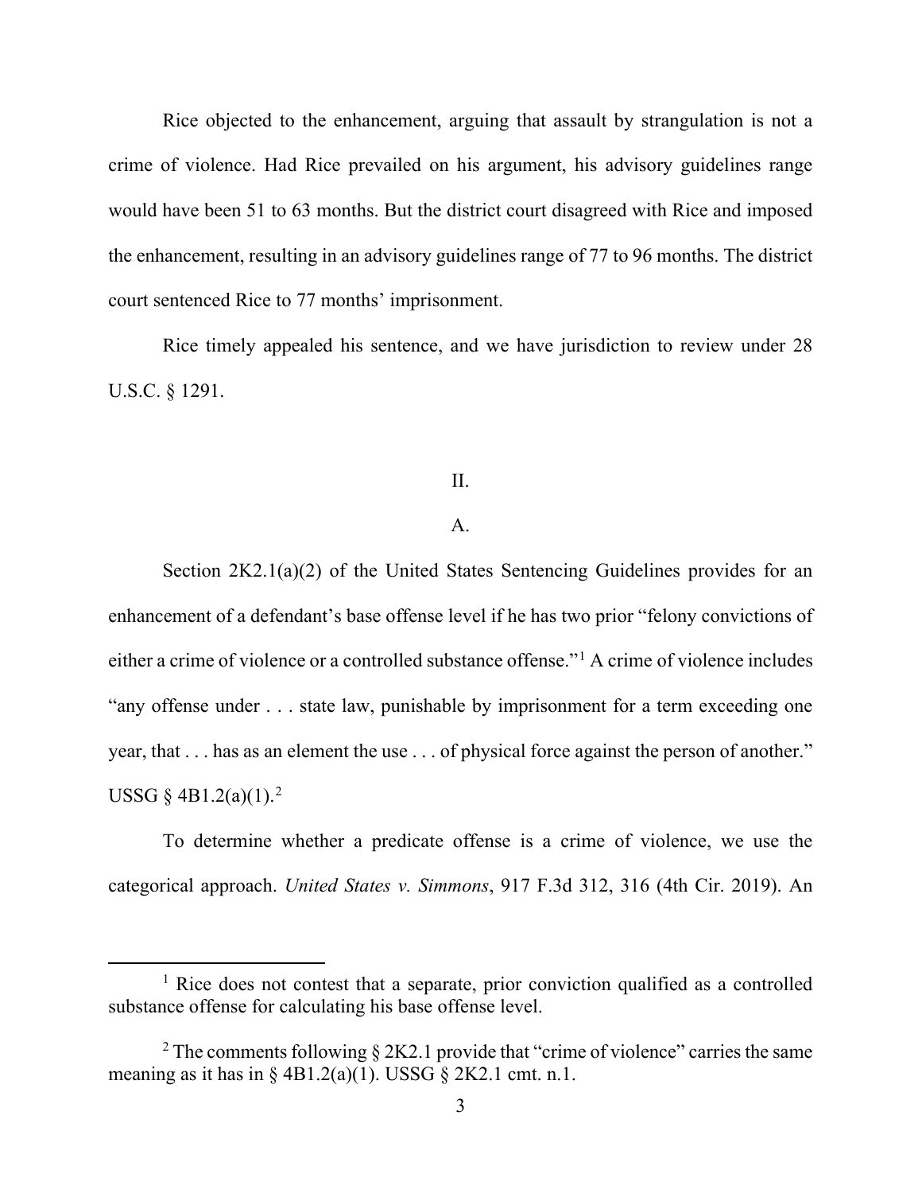Rice objected to the enhancement, arguing that assault by strangulation is not a crime of violence. Had Rice prevailed on his argument, his advisory guidelines range would have been 51 to 63 months. But the district court disagreed with Rice and imposed the enhancement, resulting in an advisory guidelines range of 77 to 96 months. The district court sentenced Rice to 77 months' imprisonment.

Rice timely appealed his sentence, and we have jurisdiction to review under 28 U.S.C. § 1291.

## II.

### A.

Section 2K2.1(a)(2) of the United States Sentencing Guidelines provides for an enhancement of a defendant's base offense level if he has two prior "felony convictions of either a crime of violence or a controlled substance offense."[1] A crime of violence includes "any offense under . . . state law, punishable by imprisonment for a term exceeding one year, that . . . has as an element the use . . . of physical force against the person of another." USSG § 4B1.2(a)(1).[2]

To determine whether a predicate offense is a crime of violence, we use the categorical approach. *United States v. Simmons*, 917 F.3d 312, 316 (4th Cir. 2019). An

---

[1] Rice does not contest that a separate, prior conviction qualified as a controlled substance offense for calculating his base offense level.

[2] The comments following § 2K2.1 provide that "crime of violence" carries the same meaning as it has in § 4B1.2(a)(1). USSG § 2K2.1 cmt. n.1.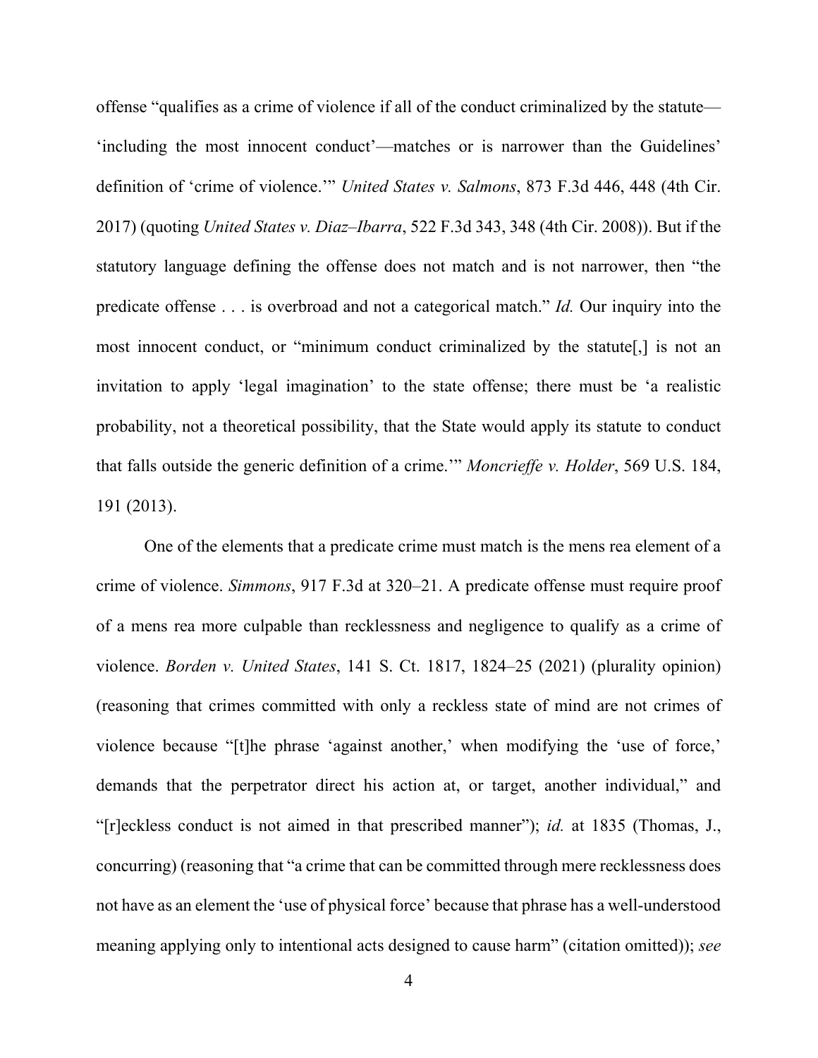offense "qualifies as a crime of violence if all of the conduct criminalized by the statute—'including the most innocent conduct'—matches or is narrower than the Guidelines' definition of 'crime of violence.'" *United States v. Salmons*, 873 F.3d 446, 448 (4th Cir. 2017) (quoting *United States v. Diaz–Ibarra*, 522 F.3d 343, 348 (4th Cir. 2008)). But if the statutory language defining the offense does not match and is not narrower, then "the predicate offense . . . is overbroad and not a categorical match." *Id.* Our inquiry into the most innocent conduct, or "minimum conduct criminalized by the statute[,] is not an invitation to apply 'legal imagination' to the state offense; there must be 'a realistic probability, not a theoretical possibility, that the State would apply its statute to conduct that falls outside the generic definition of a crime.'" *Moncrieffe v. Holder*, 569 U.S. 184, 191 (2013).

One of the elements that a predicate crime must match is the mens rea element of a crime of violence. *Simmons*, 917 F.3d at 320–21. A predicate offense must require proof of a mens rea more culpable than recklessness and negligence to qualify as a crime of violence. *Borden v. United States*, 141 S. Ct. 1817, 1824–25 (2021) (plurality opinion) (reasoning that crimes committed with only a reckless state of mind are not crimes of violence because "[t]he phrase 'against another,' when modifying the 'use of force,' demands that the perpetrator direct his action at, or target, another individual," and "[r]eckless conduct is not aimed in that prescribed manner"); *id.* at 1835 (Thomas, J., concurring) (reasoning that "a crime that can be committed through mere recklessness does not have as an element the 'use of physical force' because that phrase has a well-understood meaning applying only to intentional acts designed to cause harm" (citation omitted)); *see*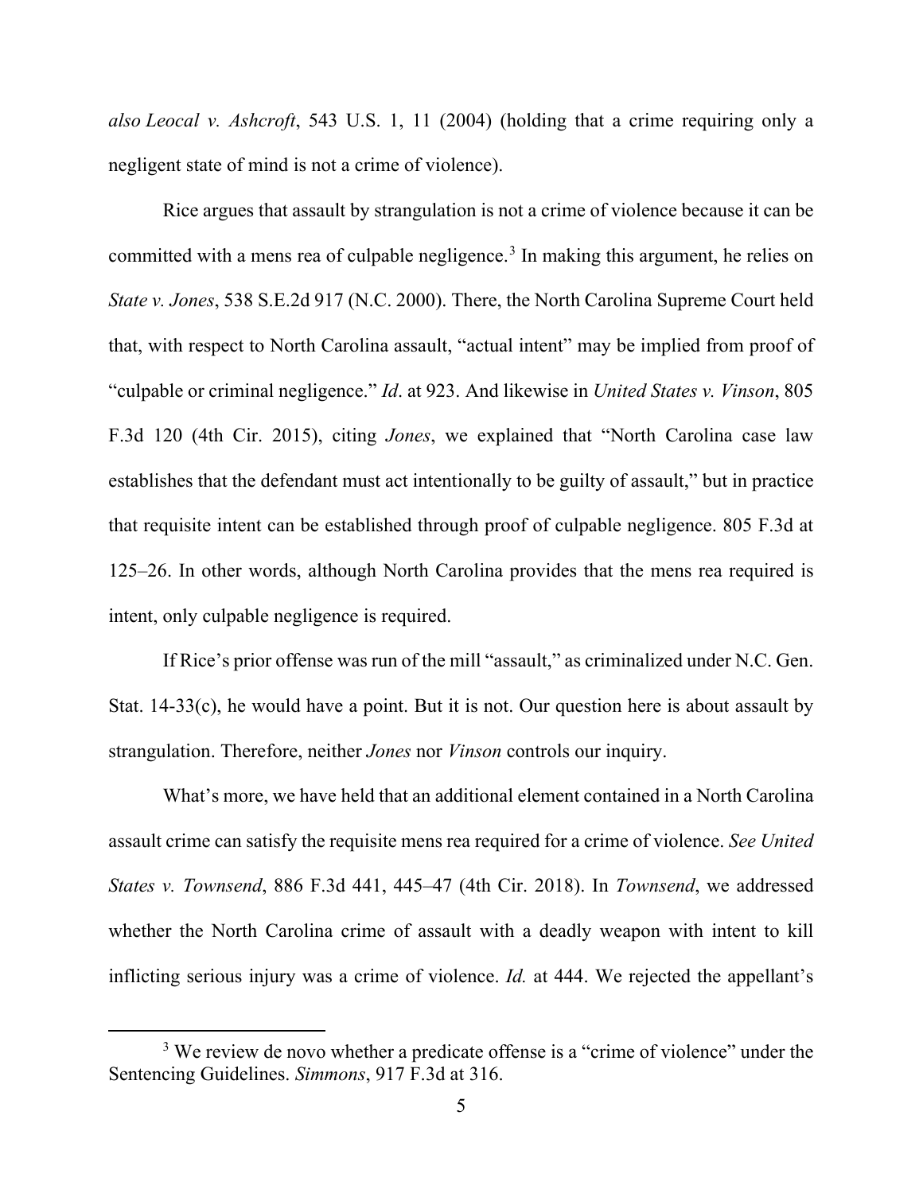*also Leocal v. Ashcroft*, 543 U.S. 1, 11 (2004) (holding that a crime requiring only a negligent state of mind is not a crime of violence).

Rice argues that assault by strangulation is not a crime of violence because it can be committed with a mens rea of culpable negligence.[3] In making this argument, he relies on *State v. Jones*, 538 S.E.2d 917 (N.C. 2000). There, the North Carolina Supreme Court held that, with respect to North Carolina assault, "actual intent" may be implied from proof of "culpable or criminal negligence." *Id*. at 923. And likewise in *United States v. Vinson*, 805 F.3d 120 (4th Cir. 2015), citing *Jones*, we explained that "North Carolina case law establishes that the defendant must act intentionally to be guilty of assault," but in practice that requisite intent can be established through proof of culpable negligence. 805 F.3d at 125–26. In other words, although North Carolina provides that the mens rea required is intent, only culpable negligence is required.

If Rice's prior offense was run of the mill "assault," as criminalized under N.C. Gen. Stat. 14-33(c), he would have a point. But it is not. Our question here is about assault by strangulation. Therefore, neither *Jones* nor *Vinson* controls our inquiry.

What's more, we have held that an additional element contained in a North Carolina assault crime can satisfy the requisite mens rea required for a crime of violence. *See United States v. Townsend*, 886 F.3d 441, 445–47 (4th Cir. 2018). In *Townsend*, we addressed whether the North Carolina crime of assault with a deadly weapon with intent to kill inflicting serious injury was a crime of violence. *Id.* at 444. We rejected the appellant's

[3] We review de novo whether a predicate offense is a "crime of violence" under the Sentencing Guidelines. *Simmons*, 917 F.3d at 316.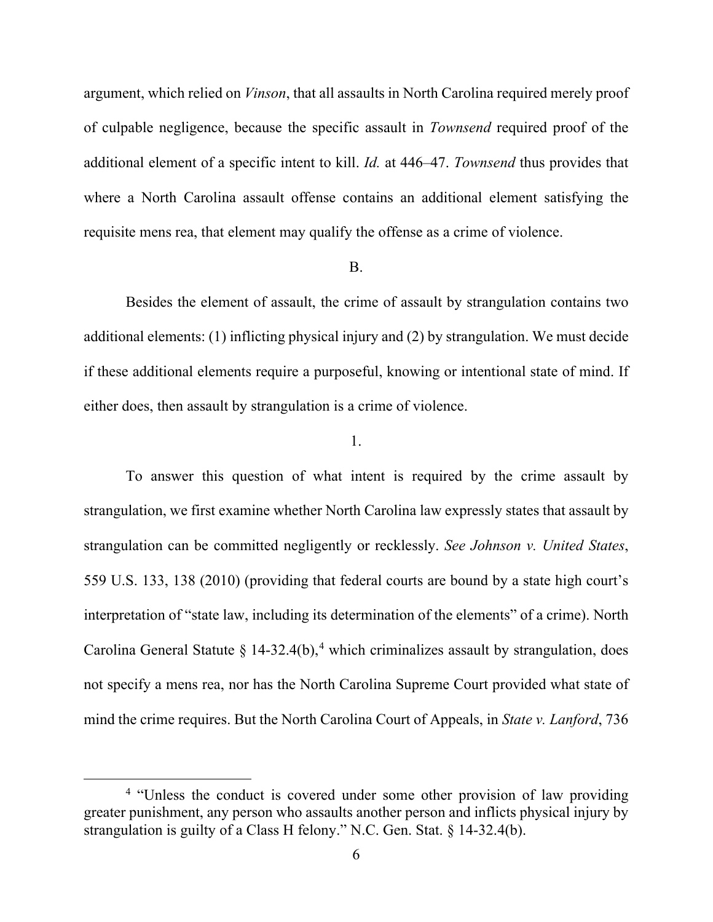argument, which relied on *Vinson*, that all assaults in North Carolina required merely proof of culpable negligence, because the specific assault in *Townsend* required proof of the additional element of a specific intent to kill. *Id.* at 446–47. *Townsend* thus provides that where a North Carolina assault offense contains an additional element satisfying the requisite mens rea, that element may qualify the offense as a crime of violence.

B.

Besides the element of assault, the crime of assault by strangulation contains two additional elements: (1) inflicting physical injury and (2) by strangulation. We must decide if these additional elements require a purposeful, knowing or intentional state of mind. If either does, then assault by strangulation is a crime of violence.

1.

To answer this question of what intent is required by the crime assault by strangulation, we first examine whether North Carolina law expressly states that assault by strangulation can be committed negligently or recklessly. *See Johnson v. United States*, 559 U.S. 133, 138 (2010) (providing that federal courts are bound by a state high court's interpretation of "state law, including its determination of the elements" of a crime). North Carolina General Statute § 14-32.4(b),[4] which criminalizes assault by strangulation, does not specify a mens rea, nor has the North Carolina Supreme Court provided what state of mind the crime requires. But the North Carolina Court of Appeals, in *State v. Lanford*, 736

[4] "Unless the conduct is covered under some other provision of law providing greater punishment, any person who assaults another person and inflicts physical injury by strangulation is guilty of a Class H felony." N.C. Gen. Stat. § 14-32.4(b).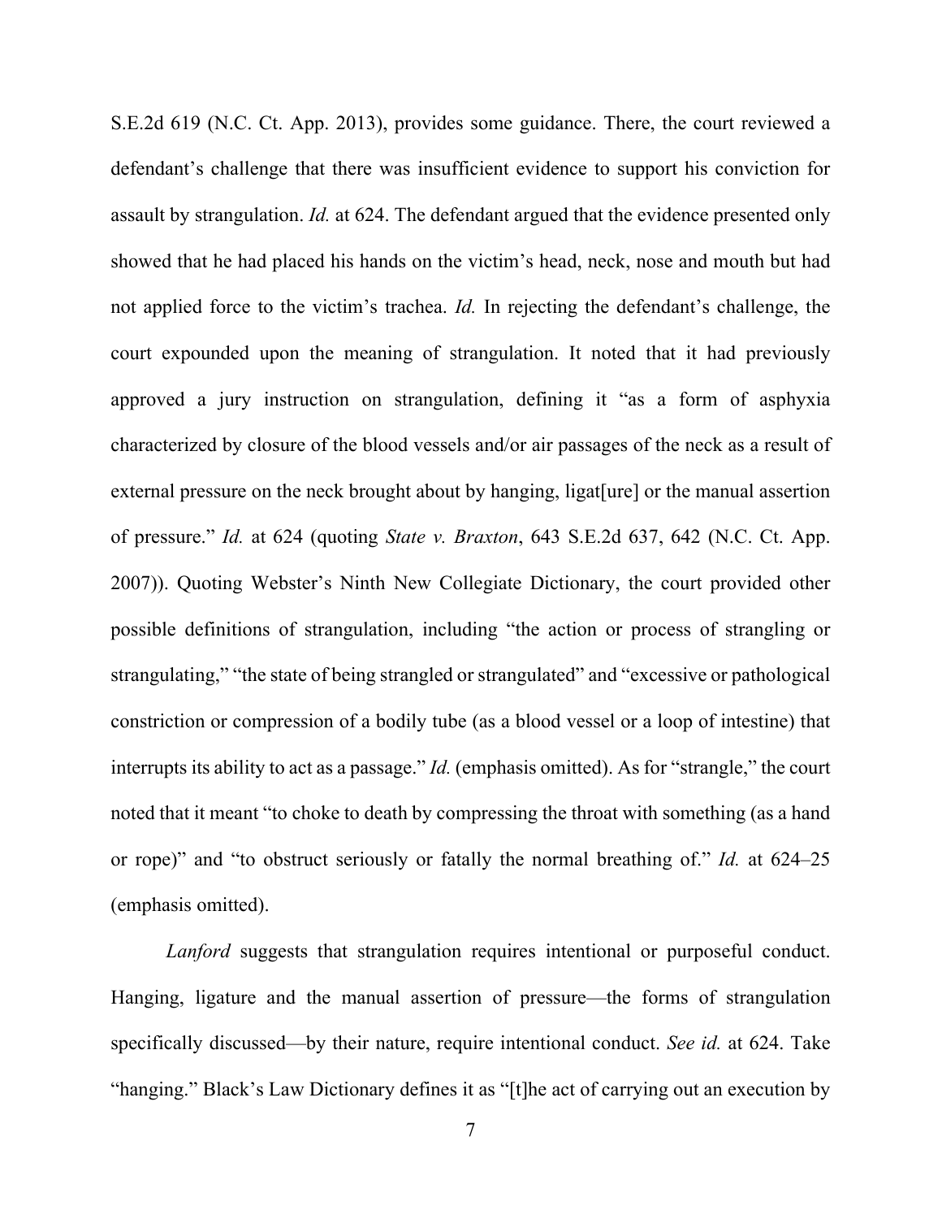S.E.2d 619 (N.C. Ct. App. 2013), provides some guidance. There, the court reviewed a defendant's challenge that there was insufficient evidence to support his conviction for assault by strangulation. *Id.* at 624. The defendant argued that the evidence presented only showed that he had placed his hands on the victim's head, neck, nose and mouth but had not applied force to the victim's trachea. *Id.* In rejecting the defendant's challenge, the court expounded upon the meaning of strangulation. It noted that it had previously approved a jury instruction on strangulation, defining it "as a form of asphyxia characterized by closure of the blood vessels and/or air passages of the neck as a result of external pressure on the neck brought about by hanging, ligat[ure] or the manual assertion of pressure." *Id.* at 624 (quoting *State v. Braxton*, 643 S.E.2d 637, 642 (N.C. Ct. App. 2007)). Quoting Webster's Ninth New Collegiate Dictionary, the court provided other possible definitions of strangulation, including "the action or process of strangling or strangulating," "the state of being strangled or strangulated" and "excessive or pathological constriction or compression of a bodily tube (as a blood vessel or a loop of intestine) that interrupts its ability to act as a passage." *Id.* (emphasis omitted). As for "strangle," the court noted that it meant "to choke to death by compressing the throat with something (as a hand or rope)" and "to obstruct seriously or fatally the normal breathing of." *Id.* at 624–25 (emphasis omitted).

*Lanford* suggests that strangulation requires intentional or purposeful conduct. Hanging, ligature and the manual assertion of pressure—the forms of strangulation specifically discussed—by their nature, require intentional conduct. *See id.* at 624. Take "hanging." Black's Law Dictionary defines it as "[t]he act of carrying out an execution by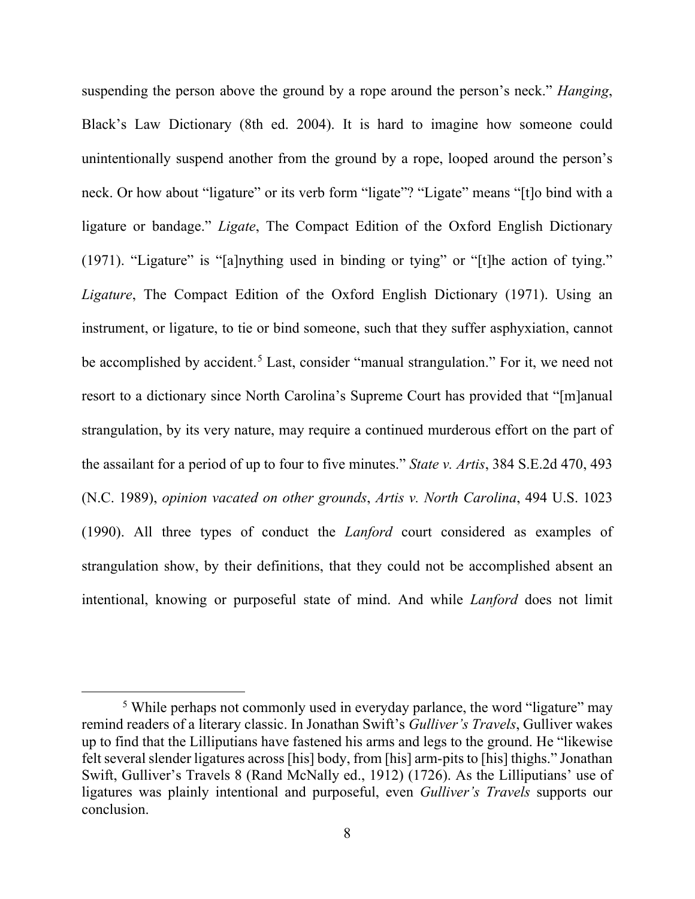suspending the person above the ground by a rope around the person's neck." *Hanging*, Black's Law Dictionary (8th ed. 2004). It is hard to imagine how someone could unintentionally suspend another from the ground by a rope, looped around the person's neck. Or how about "ligature" or its verb form "ligate"? "Ligate" means "[t]o bind with a ligature or bandage." *Ligate*, The Compact Edition of the Oxford English Dictionary (1971). "Ligature" is "[a]nything used in binding or tying" or "[t]he action of tying." *Ligature*, The Compact Edition of the Oxford English Dictionary (1971). Using an instrument, or ligature, to tie or bind someone, such that they suffer asphyxiation, cannot be accomplished by accident.[5] Last, consider "manual strangulation." For it, we need not resort to a dictionary since North Carolina's Supreme Court has provided that "[m]anual strangulation, by its very nature, may require a continued murderous effort on the part of the assailant for a period of up to four to five minutes." *State v. Artis*, 384 S.E.2d 470, 493 (N.C. 1989), *opinion vacated on other grounds*, *Artis v. North Carolina*, 494 U.S. 1023 (1990). All three types of conduct the *Lanford* court considered as examples of strangulation show, by their definitions, that they could not be accomplished absent an intentional, knowing or purposeful state of mind. And while *Lanford* does not limit

---

[5] While perhaps not commonly used in everyday parlance, the word "ligature" may remind readers of a literary classic. In Jonathan Swift's *Gulliver's Travels*, Gulliver wakes up to find that the Lilliputians have fastened his arms and legs to the ground. He "likewise felt several slender ligatures across [his] body, from [his] arm-pits to [his] thighs." Jonathan Swift, Gulliver's Travels 8 (Rand McNally ed., 1912) (1726). As the Lilliputians' use of ligatures was plainly intentional and purposeful, even *Gulliver's Travels* supports our conclusion.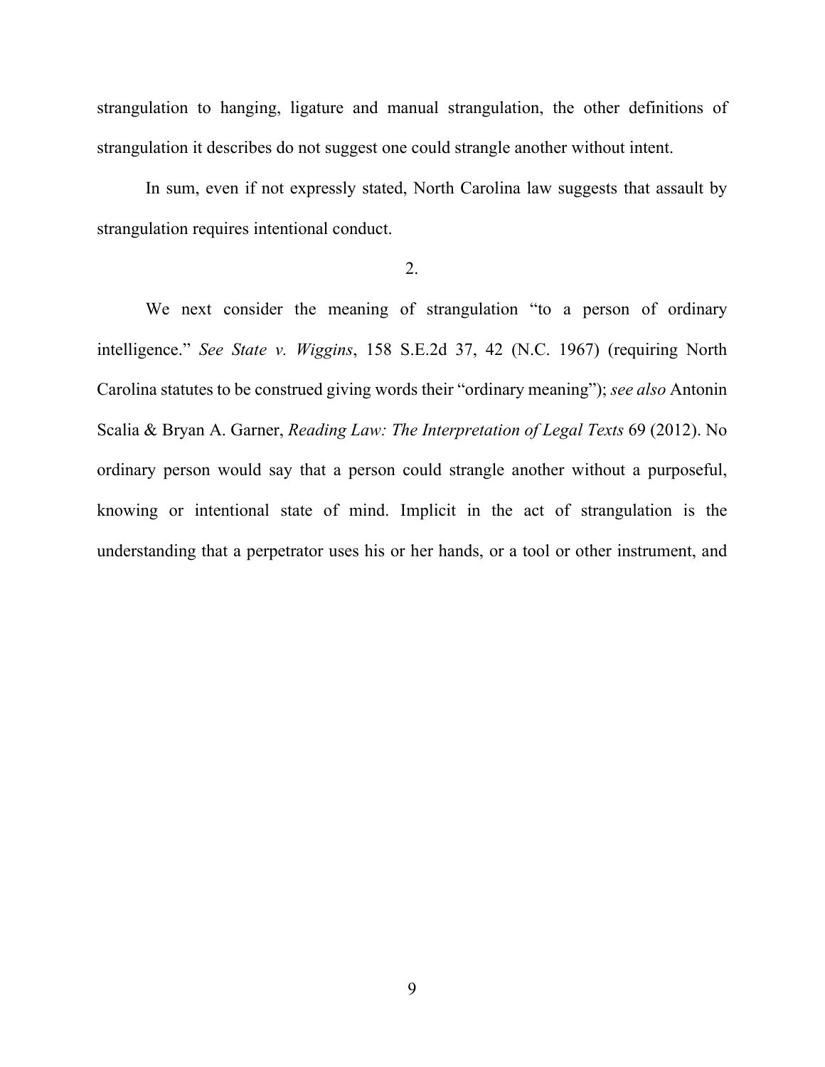strangulation to hanging, ligature and manual strangulation, the other definitions of strangulation it describes do not suggest one could strangle another without intent.

In sum, even if not expressly stated, North Carolina law suggests that assault by strangulation requires intentional conduct.

2.

We next consider the meaning of strangulation "to a person of ordinary intelligence." *See State v. Wiggins*, 158 S.E.2d 37, 42 (N.C. 1967) (requiring North Carolina statutes to be construed giving words their "ordinary meaning"); *see also* Antonin Scalia & Bryan A. Garner, *Reading Law: The Interpretation of Legal Texts* 69 (2012). No ordinary person would say that a person could strangle another without a purposeful, knowing or intentional state of mind. Implicit in the act of strangulation is the understanding that a perpetrator uses his or her hands, or a tool or other instrument, and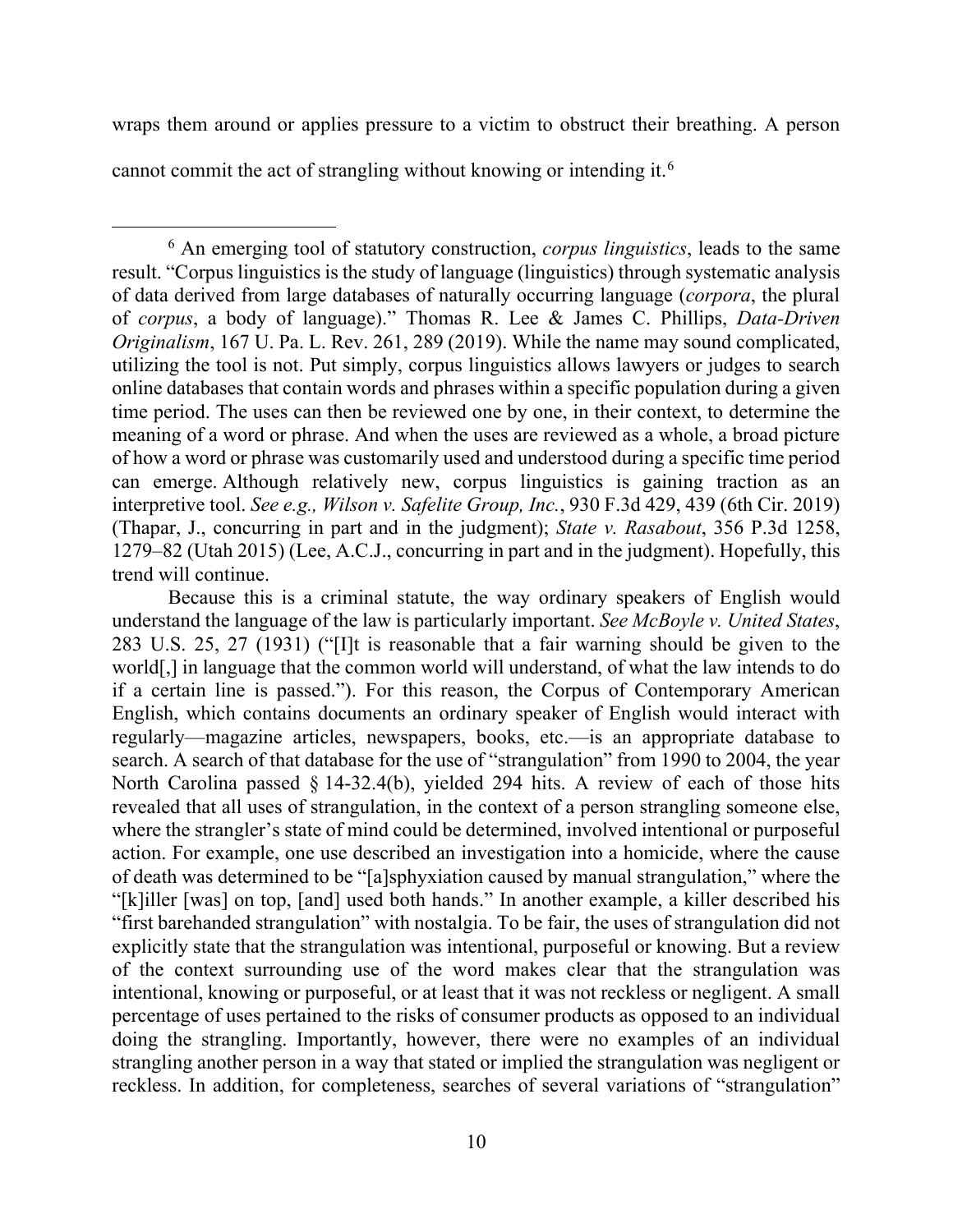wraps them around or applies pressure to a victim to obstruct their breathing. A person cannot commit the act of strangling without knowing or intending it.[6]

---

[6] An emerging tool of statutory construction, *corpus linguistics*, leads to the same result. "Corpus linguistics is the study of language (linguistics) through systematic analysis of data derived from large databases of naturally occurring language (*corpora*, the plural of *corpus*, a body of language)." Thomas R. Lee & James C. Phillips, *Data-Driven Originalism*, 167 U. Pa. L. Rev. 261, 289 (2019). While the name may sound complicated, utilizing the tool is not. Put simply, corpus linguistics allows lawyers or judges to search online databases that contain words and phrases within a specific population during a given time period. The uses can then be reviewed one by one, in their context, to determine the meaning of a word or phrase. And when the uses are reviewed as a whole, a broad picture of how a word or phrase was customarily used and understood during a specific time period can emerge. Although relatively new, corpus linguistics is gaining traction as an interpretive tool. *See e.g., Wilson v. Safelite Group, Inc.*, 930 F.3d 429, 439 (6th Cir. 2019) (Thapar, J., concurring in part and in the judgment); *State v. Rasabout*, 356 P.3d 1258, 1279–82 (Utah 2015) (Lee, A.C.J., concurring in part and in the judgment). Hopefully, this trend will continue.

Because this is a criminal statute, the way ordinary speakers of English would understand the language of the law is particularly important. *See McBoyle v. United States*, 283 U.S. 25, 27 (1931) ("[I]t is reasonable that a fair warning should be given to the world[,] in language that the common world will understand, of what the law intends to do if a certain line is passed."). For this reason, the Corpus of Contemporary American English, which contains documents an ordinary speaker of English would interact with regularly—magazine articles, newspapers, books, etc.—is an appropriate database to search. A search of that database for the use of "strangulation" from 1990 to 2004, the year North Carolina passed § 14-32.4(b), yielded 294 hits. A review of each of those hits revealed that all uses of strangulation, in the context of a person strangling someone else, where the strangler's state of mind could be determined, involved intentional or purposeful action. For example, one use described an investigation into a homicide, where the cause of death was determined to be "[a]sphyxiation caused by manual strangulation," where the "[k]iller [was] on top, [and] used both hands." In another example, a killer described his "first barehanded strangulation" with nostalgia. To be fair, the uses of strangulation did not explicitly state that the strangulation was intentional, purposeful or knowing. But a review of the context surrounding use of the word makes clear that the strangulation was intentional, knowing or purposeful, or at least that it was not reckless or negligent. A small percentage of uses pertained to the risks of consumer products as opposed to an individual doing the strangling. Importantly, however, there were no examples of an individual strangling another person in a way that stated or implied the strangulation was negligent or reckless. In addition, for completeness, searches of several variations of "strangulation"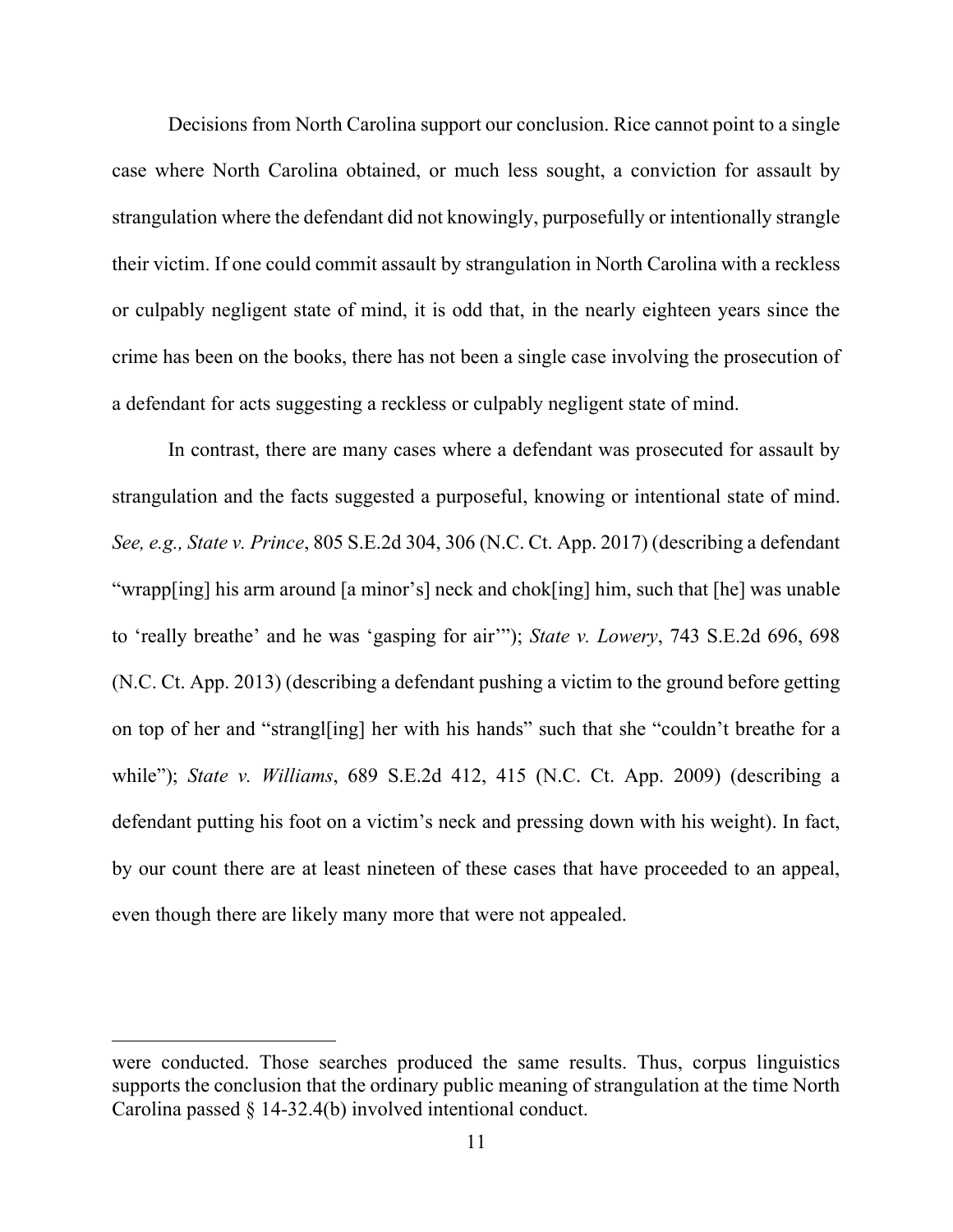Decisions from North Carolina support our conclusion. Rice cannot point to a single case where North Carolina obtained, or much less sought, a conviction for assault by strangulation where the defendant did not knowingly, purposefully or intentionally strangle their victim. If one could commit assault by strangulation in North Carolina with a reckless or culpably negligent state of mind, it is odd that, in the nearly eighteen years since the crime has been on the books, there has not been a single case involving the prosecution of a defendant for acts suggesting a reckless or culpably negligent state of mind.

In contrast, there are many cases where a defendant was prosecuted for assault by strangulation and the facts suggested a purposeful, knowing or intentional state of mind. *See, e.g., State v. Prince*, 805 S.E.2d 304, 306 (N.C. Ct. App. 2017) (describing a defendant "wrapp[ing] his arm around [a minor's] neck and chok[ing] him, such that [he] was unable to 'really breathe' and he was 'gasping for air'"); *State v. Lowery*, 743 S.E.2d 696, 698 (N.C. Ct. App. 2013) (describing a defendant pushing a victim to the ground before getting on top of her and "strangl[ing] her with his hands" such that she "couldn't breathe for a while"); *State v. Williams*, 689 S.E.2d 412, 415 (N.C. Ct. App. 2009) (describing a defendant putting his foot on a victim's neck and pressing down with his weight). In fact, by our count there are at least nineteen of these cases that have proceeded to an appeal, even though there are likely many more that were not appealed.

---

were conducted. Those searches produced the same results. Thus, corpus linguistics supports the conclusion that the ordinary public meaning of strangulation at the time North Carolina passed § 14-32.4(b) involved intentional conduct.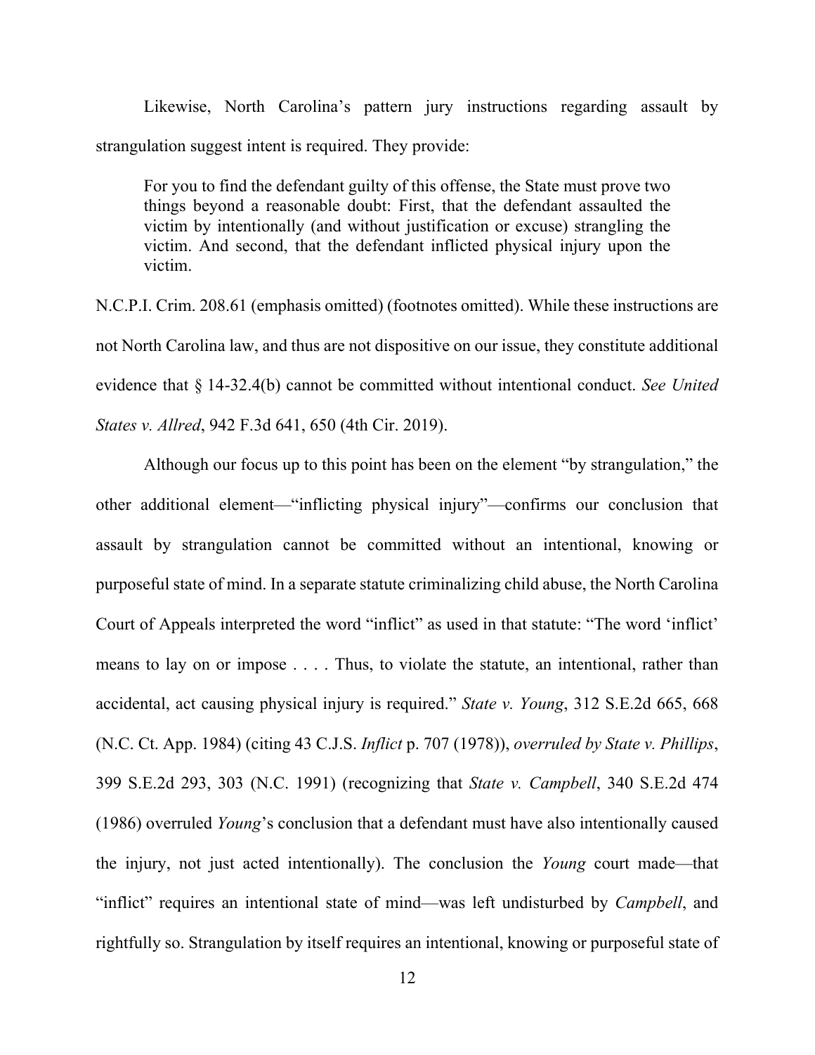Likewise, North Carolina's pattern jury instructions regarding assault by strangulation suggest intent is required. They provide:

> For you to find the defendant guilty of this offense, the State must prove two things beyond a reasonable doubt: First, that the defendant assaulted the victim by intentionally (and without justification or excuse) strangling the victim. And second, that the defendant inflicted physical injury upon the victim.

N.C.P.I. Crim. 208.61 (emphasis omitted) (footnotes omitted). While these instructions are not North Carolina law, and thus are not dispositive on our issue, they constitute additional evidence that § 14-32.4(b) cannot be committed without intentional conduct. *See United States v. Allred*, 942 F.3d 641, 650 (4th Cir. 2019).

Although our focus up to this point has been on the element "by strangulation," the other additional element—"inflicting physical injury"—confirms our conclusion that assault by strangulation cannot be committed without an intentional, knowing or purposeful state of mind. In a separate statute criminalizing child abuse, the North Carolina Court of Appeals interpreted the word "inflict" as used in that statute: "The word 'inflict' means to lay on or impose . . . . Thus, to violate the statute, an intentional, rather than accidental, act causing physical injury is required." *State v. Young*, 312 S.E.2d 665, 668 (N.C. Ct. App. 1984) (citing 43 C.J.S. *Inflict* p. 707 (1978)), *overruled by State v. Phillips*, 399 S.E.2d 293, 303 (N.C. 1991) (recognizing that *State v. Campbell*, 340 S.E.2d 474 (1986) overruled *Young*'s conclusion that a defendant must have also intentionally caused the injury, not just acted intentionally). The conclusion the *Young* court made—that "inflict" requires an intentional state of mind—was left undisturbed by *Campbell*, and rightfully so. Strangulation by itself requires an intentional, knowing or purposeful state of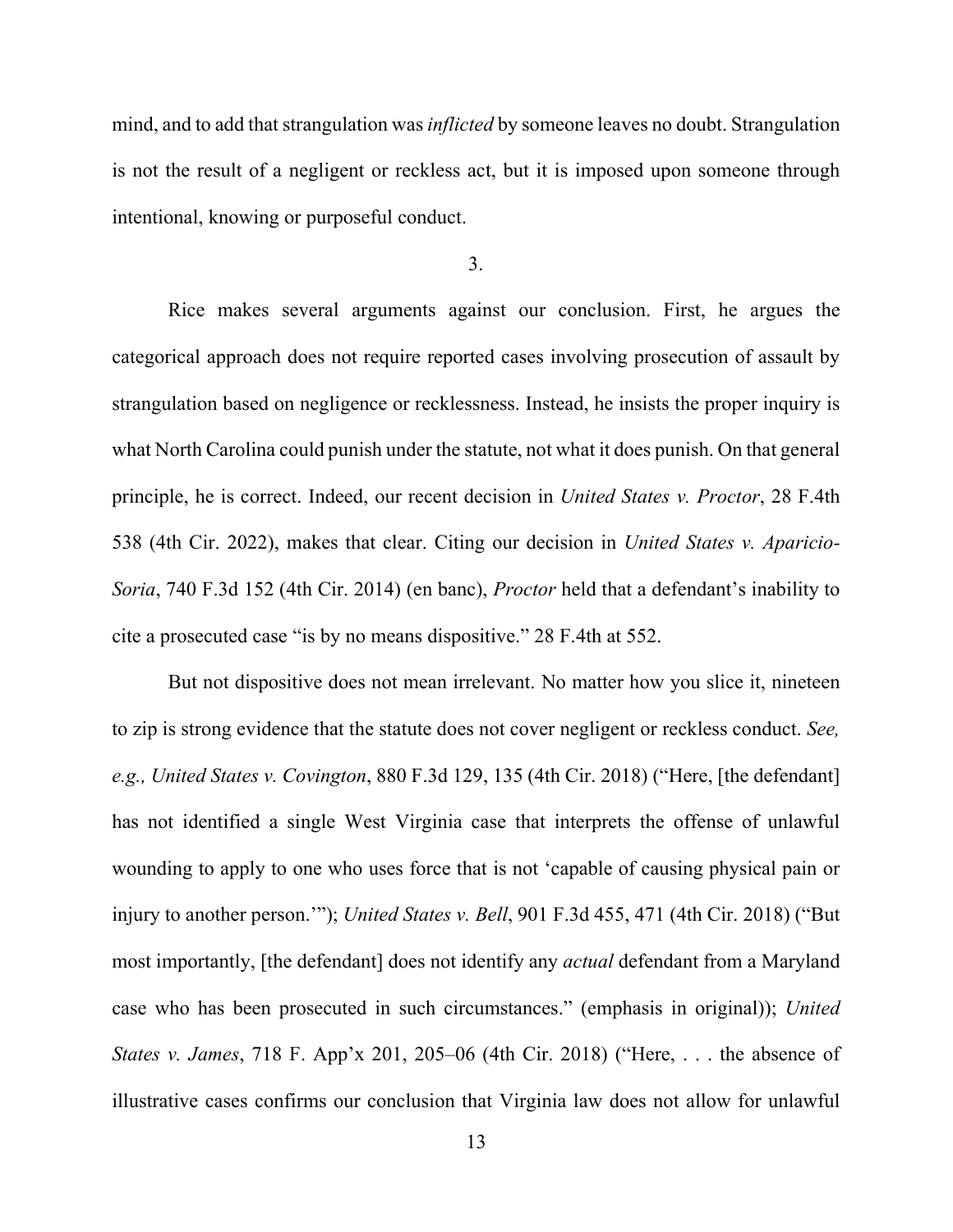mind, and to add that strangulation was *inflicted* by someone leaves no doubt. Strangulation is not the result of a negligent or reckless act, but it is imposed upon someone through intentional, knowing or purposeful conduct.

3.

Rice makes several arguments against our conclusion. First, he argues the categorical approach does not require reported cases involving prosecution of assault by strangulation based on negligence or recklessness. Instead, he insists the proper inquiry is what North Carolina could punish under the statute, not what it does punish. On that general principle, he is correct. Indeed, our recent decision in *United States v. Proctor*, 28 F.4th 538 (4th Cir. 2022), makes that clear. Citing our decision in *United States v. Aparicio-Soria*, 740 F.3d 152 (4th Cir. 2014) (en banc), *Proctor* held that a defendant's inability to cite a prosecuted case "is by no means dispositive." 28 F.4th at 552.

But not dispositive does not mean irrelevant. No matter how you slice it, nineteen to zip is strong evidence that the statute does not cover negligent or reckless conduct. *See, e.g., United States v. Covington*, 880 F.3d 129, 135 (4th Cir. 2018) ("Here, [the defendant] has not identified a single West Virginia case that interprets the offense of unlawful wounding to apply to one who uses force that is not 'capable of causing physical pain or injury to another person.'"); *United States v. Bell*, 901 F.3d 455, 471 (4th Cir. 2018) ("But most importantly, [the defendant] does not identify any *actual* defendant from a Maryland case who has been prosecuted in such circumstances." (emphasis in original)); *United States v. James*, 718 F. App'x 201, 205–06 (4th Cir. 2018) ("Here, . . . the absence of illustrative cases confirms our conclusion that Virginia law does not allow for unlawful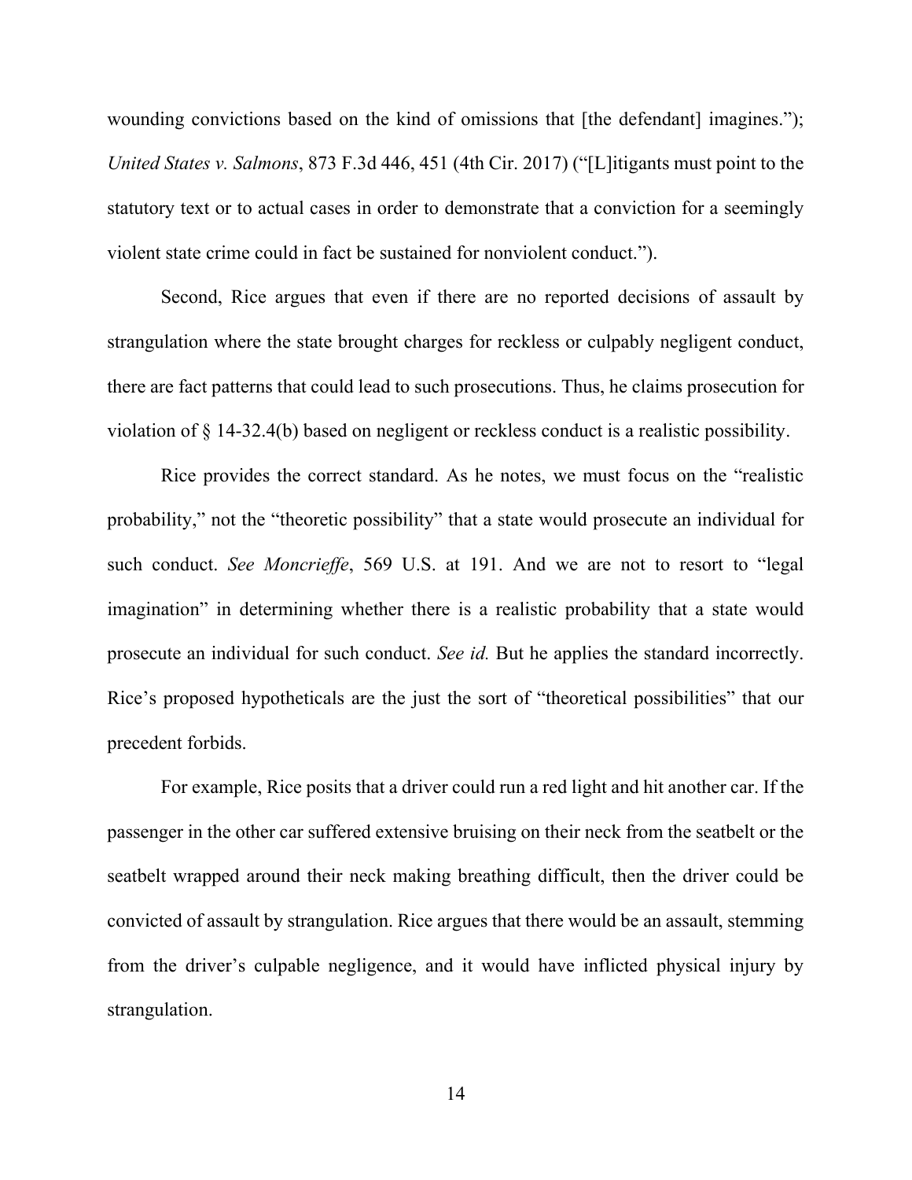wounding convictions based on the kind of omissions that [the defendant] imagines."); *United States v. Salmons*, 873 F.3d 446, 451 (4th Cir. 2017) ("[L]itigants must point to the statutory text or to actual cases in order to demonstrate that a conviction for a seemingly violent state crime could in fact be sustained for nonviolent conduct.").

Second, Rice argues that even if there are no reported decisions of assault by strangulation where the state brought charges for reckless or culpably negligent conduct, there are fact patterns that could lead to such prosecutions. Thus, he claims prosecution for violation of § 14-32.4(b) based on negligent or reckless conduct is a realistic possibility.

Rice provides the correct standard. As he notes, we must focus on the "realistic probability," not the "theoretic possibility" that a state would prosecute an individual for such conduct. *See Moncrieffe*, 569 U.S. at 191. And we are not to resort to "legal imagination" in determining whether there is a realistic probability that a state would prosecute an individual for such conduct. *See id.* But he applies the standard incorrectly. Rice's proposed hypotheticals are the just the sort of "theoretical possibilities" that our precedent forbids.

For example, Rice posits that a driver could run a red light and hit another car. If the passenger in the other car suffered extensive bruising on their neck from the seatbelt or the seatbelt wrapped around their neck making breathing difficult, then the driver could be convicted of assault by strangulation. Rice argues that there would be an assault, stemming from the driver's culpable negligence, and it would have inflicted physical injury by strangulation.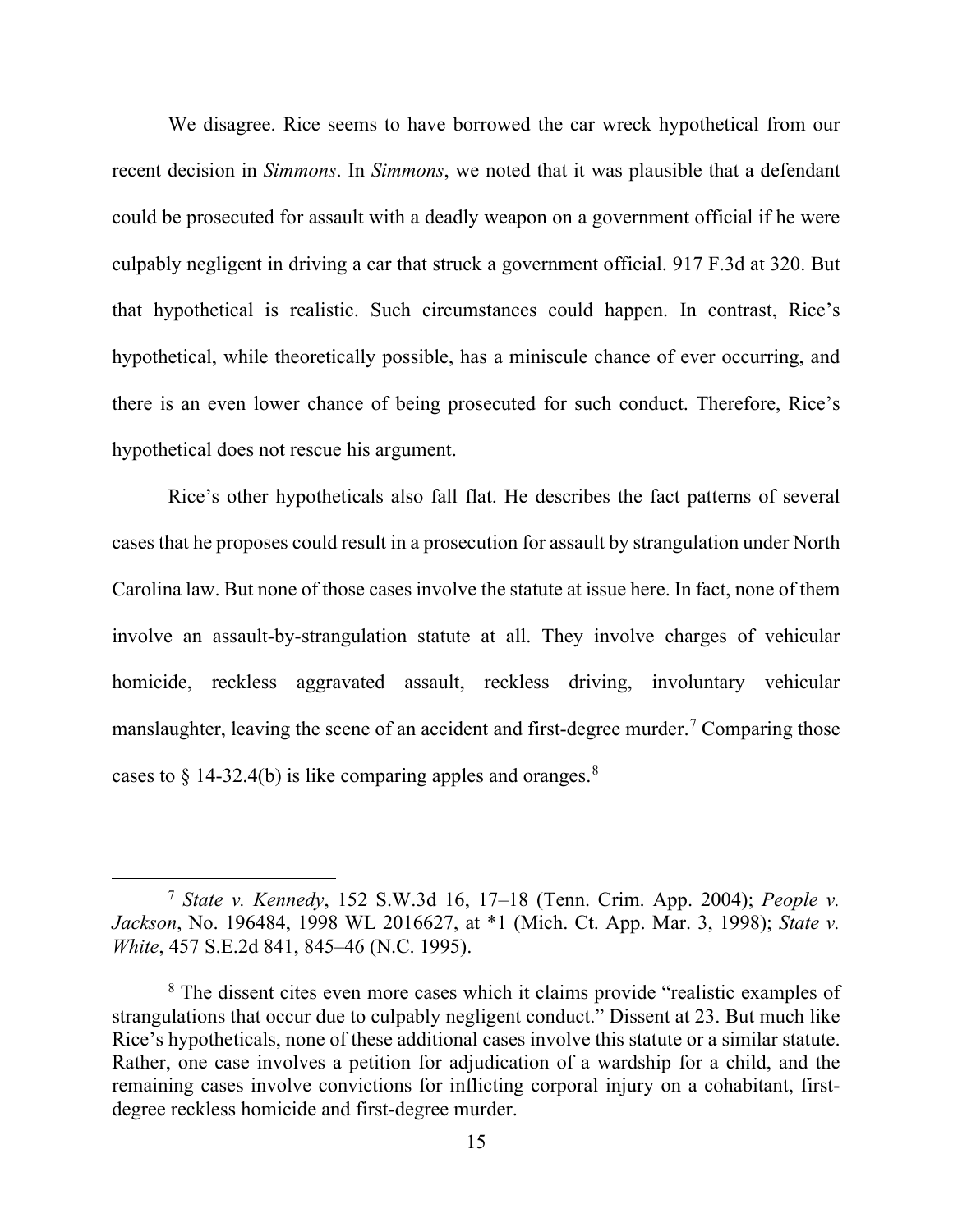We disagree. Rice seems to have borrowed the car wreck hypothetical from our recent decision in *Simmons*. In *Simmons*, we noted that it was plausible that a defendant could be prosecuted for assault with a deadly weapon on a government official if he were culpably negligent in driving a car that struck a government official. 917 F.3d at 320. But that hypothetical is realistic. Such circumstances could happen. In contrast, Rice's hypothetical, while theoretically possible, has a miniscule chance of ever occurring, and there is an even lower chance of being prosecuted for such conduct. Therefore, Rice's hypothetical does not rescue his argument.

Rice's other hypotheticals also fall flat. He describes the fact patterns of several cases that he proposes could result in a prosecution for assault by strangulation under North Carolina law. But none of those cases involve the statute at issue here. In fact, none of them involve an assault-by-strangulation statute at all. They involve charges of vehicular homicide, reckless aggravated assault, reckless driving, involuntary vehicular manslaughter, leaving the scene of an accident and first-degree murder.[7] Comparing those cases to § 14-32.4(b) is like comparing apples and oranges.[8]

---

[7] *State v. Kennedy*, 152 S.W.3d 16, 17–18 (Tenn. Crim. App. 2004); *People v. Jackson*, No. 196484, 1998 WL 2016627, at *1 (Mich. Ct. App. Mar. 3, 1998); *State v. White*, 457 S.E.2d 841, 845–46 (N.C. 1995).

[8] The dissent cites even more cases which it claims provide "realistic examples of strangulations that occur due to culpably negligent conduct." Dissent at 23. But much like Rice's hypotheticals, none of these additional cases involve this statute or a similar statute. Rather, one case involves a petition for adjudication of a wardship for a child, and the remaining cases involve convictions for inflicting corporal injury on a cohabitant, first-degree reckless homicide and first-degree murder.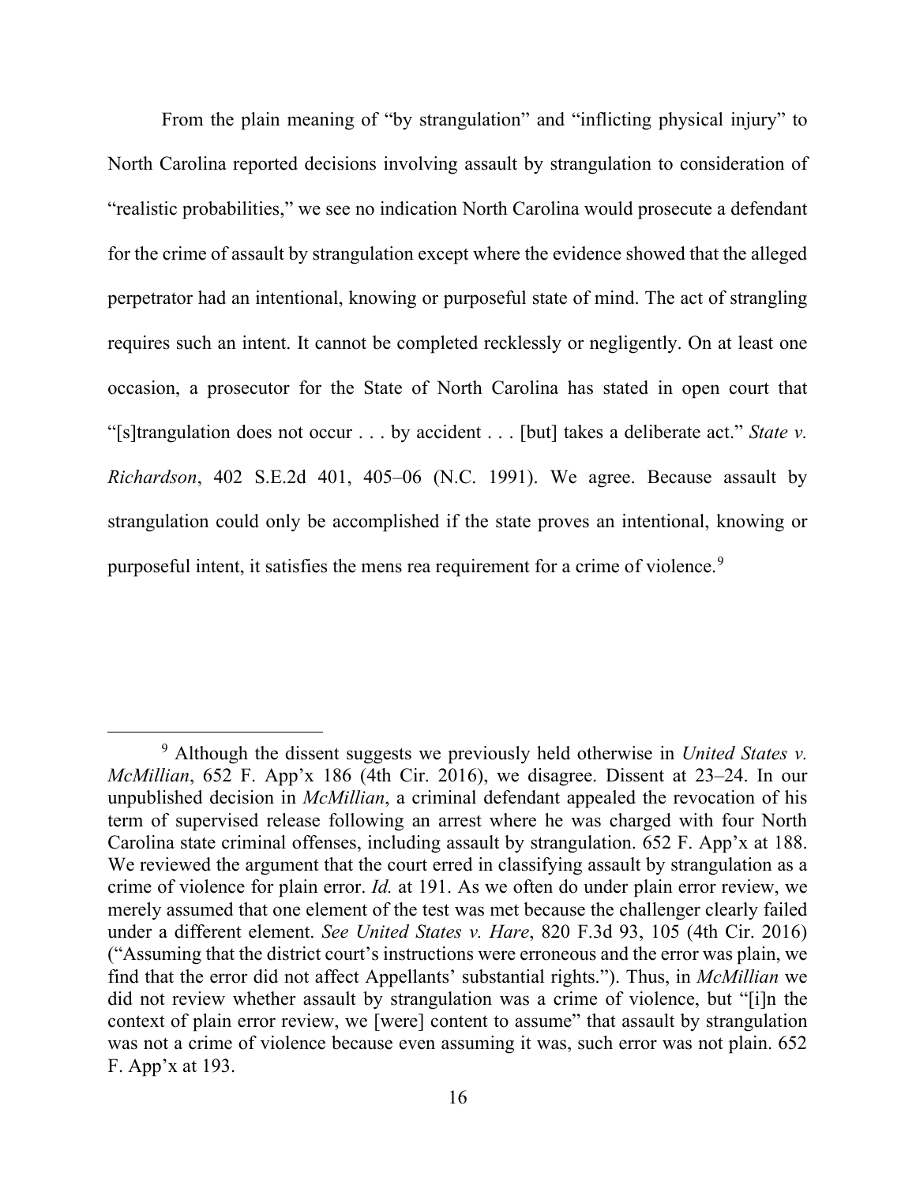From the plain meaning of "by strangulation" and "inflicting physical injury" to North Carolina reported decisions involving assault by strangulation to consideration of "realistic probabilities," we see no indication North Carolina would prosecute a defendant for the crime of assault by strangulation except where the evidence showed that the alleged perpetrator had an intentional, knowing or purposeful state of mind. The act of strangling requires such an intent. It cannot be completed recklessly or negligently. On at least one occasion, a prosecutor for the State of North Carolina has stated in open court that "[s]trangulation does not occur . . . by accident . . . [but] takes a deliberate act." *State v. Richardson*, 402 S.E.2d 401, 405–06 (N.C. 1991). We agree. Because assault by strangulation could only be accomplished if the state proves an intentional, knowing or purposeful intent, it satisfies the mens rea requirement for a crime of violence.[9]

---

[9] Although the dissent suggests we previously held otherwise in *United States v. McMillian*, 652 F. App'x 186 (4th Cir. 2016), we disagree. Dissent at 23–24. In our unpublished decision in *McMillian*, a criminal defendant appealed the revocation of his term of supervised release following an arrest where he was charged with four North Carolina state criminal offenses, including assault by strangulation. 652 F. App'x at 188. We reviewed the argument that the court erred in classifying assault by strangulation as a crime of violence for plain error. *Id.* at 191. As we often do under plain error review, we merely assumed that one element of the test was met because the challenger clearly failed under a different element. *See United States v. Hare*, 820 F.3d 93, 105 (4th Cir. 2016) ("Assuming that the district court's instructions were erroneous and the error was plain, we find that the error did not affect Appellants' substantial rights."). Thus, in *McMillian* we did not review whether assault by strangulation was a crime of violence, but "[i]n the context of plain error review, we [were] content to assume" that assault by strangulation was not a crime of violence because even assuming it was, such error was not plain. 652 F. App'x at 193.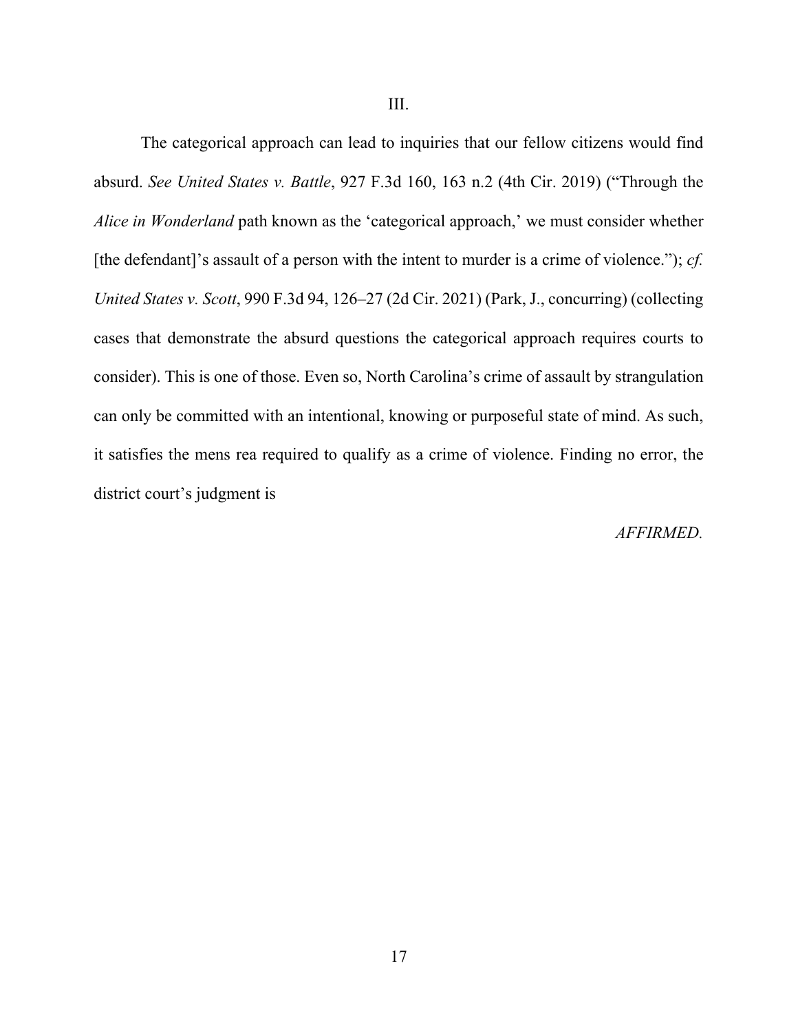## III.

The categorical approach can lead to inquiries that our fellow citizens would find absurd. *See United States v. Battle*, 927 F.3d 160, 163 n.2 (4th Cir. 2019) ("Through the *Alice in Wonderland* path known as the 'categorical approach,' we must consider whether [the defendant]'s assault of a person with the intent to murder is a crime of violence."); *cf. United States v. Scott*, 990 F.3d 94, 126–27 (2d Cir. 2021) (Park, J., concurring) (collecting cases that demonstrate the absurd questions the categorical approach requires courts to consider). This is one of those. Even so, North Carolina's crime of assault by strangulation can only be committed with an intentional, knowing or purposeful state of mind. As such, it satisfies the mens rea required to qualify as a crime of violence. Finding no error, the district court's judgment is

*AFFIRMED.*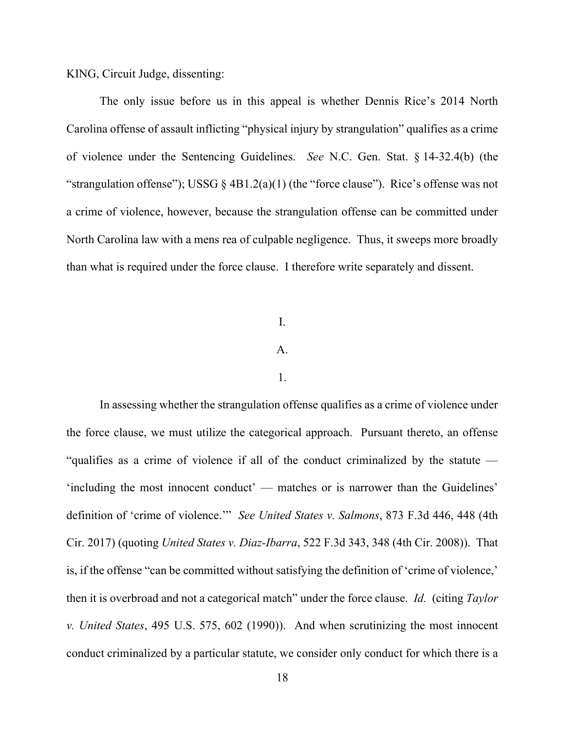KING, Circuit Judge, dissenting:

The only issue before us in this appeal is whether Dennis Rice's 2014 North Carolina offense of assault inflicting "physical injury by strangulation" qualifies as a crime of violence under the Sentencing Guidelines. *See* N.C. Gen. Stat. § 14-32.4(b) (the "strangulation offense"); USSG § 4B1.2(a)(1) (the "force clause"). Rice's offense was not a crime of violence, however, because the strangulation offense can be committed under North Carolina law with a mens rea of culpable negligence. Thus, it sweeps more broadly than what is required under the force clause. I therefore write separately and dissent.

# I.

## A.

### 1.

In assessing whether the strangulation offense qualifies as a crime of violence under the force clause, we must utilize the categorical approach. Pursuant thereto, an offense "qualifies as a crime of violence if all of the conduct criminalized by the statute — 'including the most innocent conduct' — matches or is narrower than the Guidelines' definition of 'crime of violence.'" *See United States v. Salmons*, 873 F.3d 446, 448 (4th Cir. 2017) (quoting *United States v. Diaz-Ibarra*, 522 F.3d 343, 348 (4th Cir. 2008)). That is, if the offense "can be committed without satisfying the definition of 'crime of violence,' then it is overbroad and not a categorical match" under the force clause. *Id.* (citing *Taylor v. United States*, 495 U.S. 575, 602 (1990)). And when scrutinizing the most innocent conduct criminalized by a particular statute, we consider only conduct for which there is a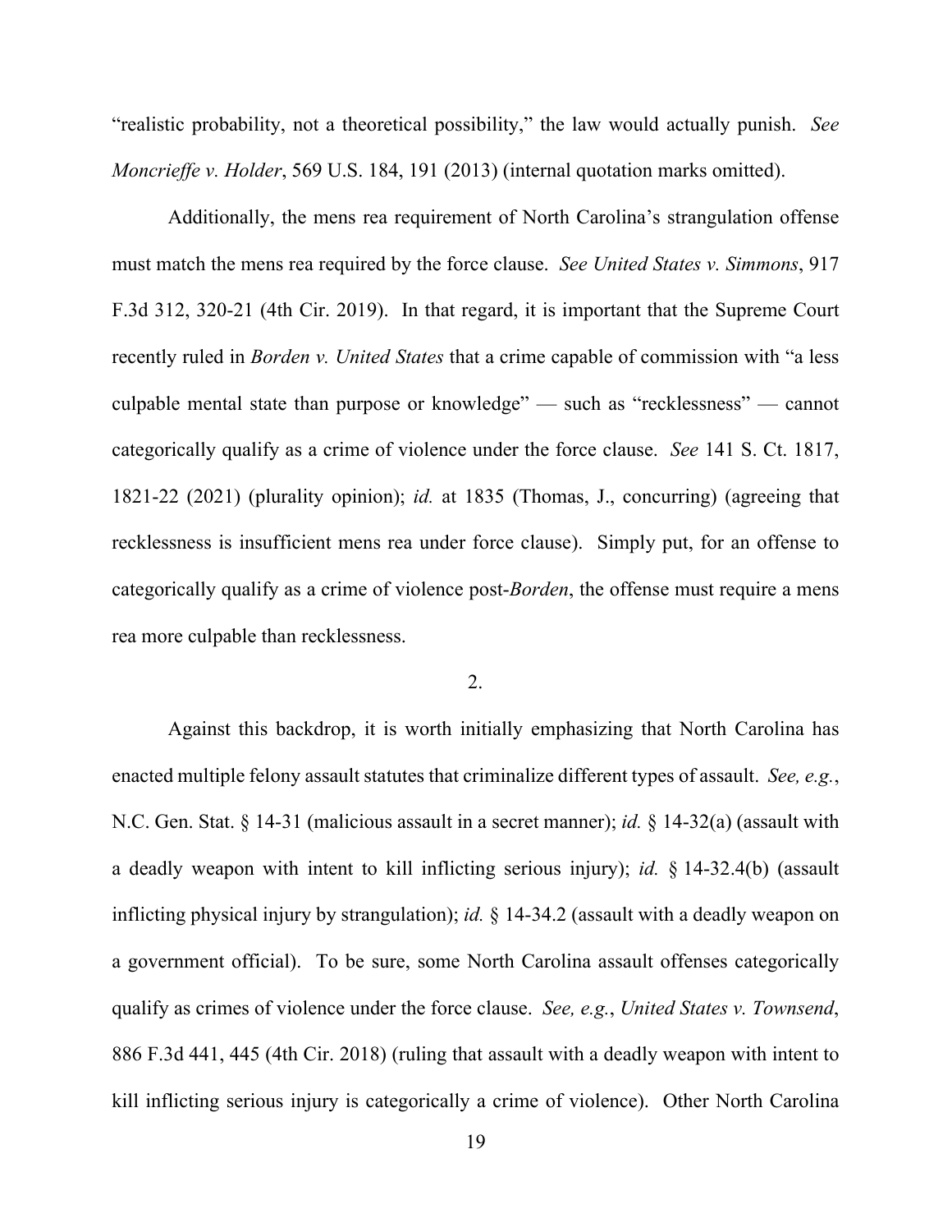"realistic probability, not a theoretical possibility," the law would actually punish. *See Moncrieffe v. Holder*, 569 U.S. 184, 191 (2013) (internal quotation marks omitted).

Additionally, the mens rea requirement of North Carolina's strangulation offense must match the mens rea required by the force clause. *See United States v. Simmons*, 917 F.3d 312, 320-21 (4th Cir. 2019). In that regard, it is important that the Supreme Court recently ruled in *Borden v. United States* that a crime capable of commission with "a less culpable mental state than purpose or knowledge" — such as "recklessness" — cannot categorically qualify as a crime of violence under the force clause. *See* 141 S. Ct. 1817, 1821-22 (2021) (plurality opinion); *id.* at 1835 (Thomas, J., concurring) (agreeing that recklessness is insufficient mens rea under force clause). Simply put, for an offense to categorically qualify as a crime of violence post-*Borden*, the offense must require a mens rea more culpable than recklessness.

2.

Against this backdrop, it is worth initially emphasizing that North Carolina has enacted multiple felony assault statutes that criminalize different types of assault. *See, e.g.*, N.C. Gen. Stat. § 14-31 (malicious assault in a secret manner); *id.* § 14-32(a) (assault with a deadly weapon with intent to kill inflicting serious injury); *id.* § 14-32.4(b) (assault inflicting physical injury by strangulation); *id.* § 14-34.2 (assault with a deadly weapon on a government official). To be sure, some North Carolina assault offenses categorically qualify as crimes of violence under the force clause. *See, e.g.*, *United States v. Townsend*, 886 F.3d 441, 445 (4th Cir. 2018) (ruling that assault with a deadly weapon with intent to kill inflicting serious injury is categorically a crime of violence). Other North Carolina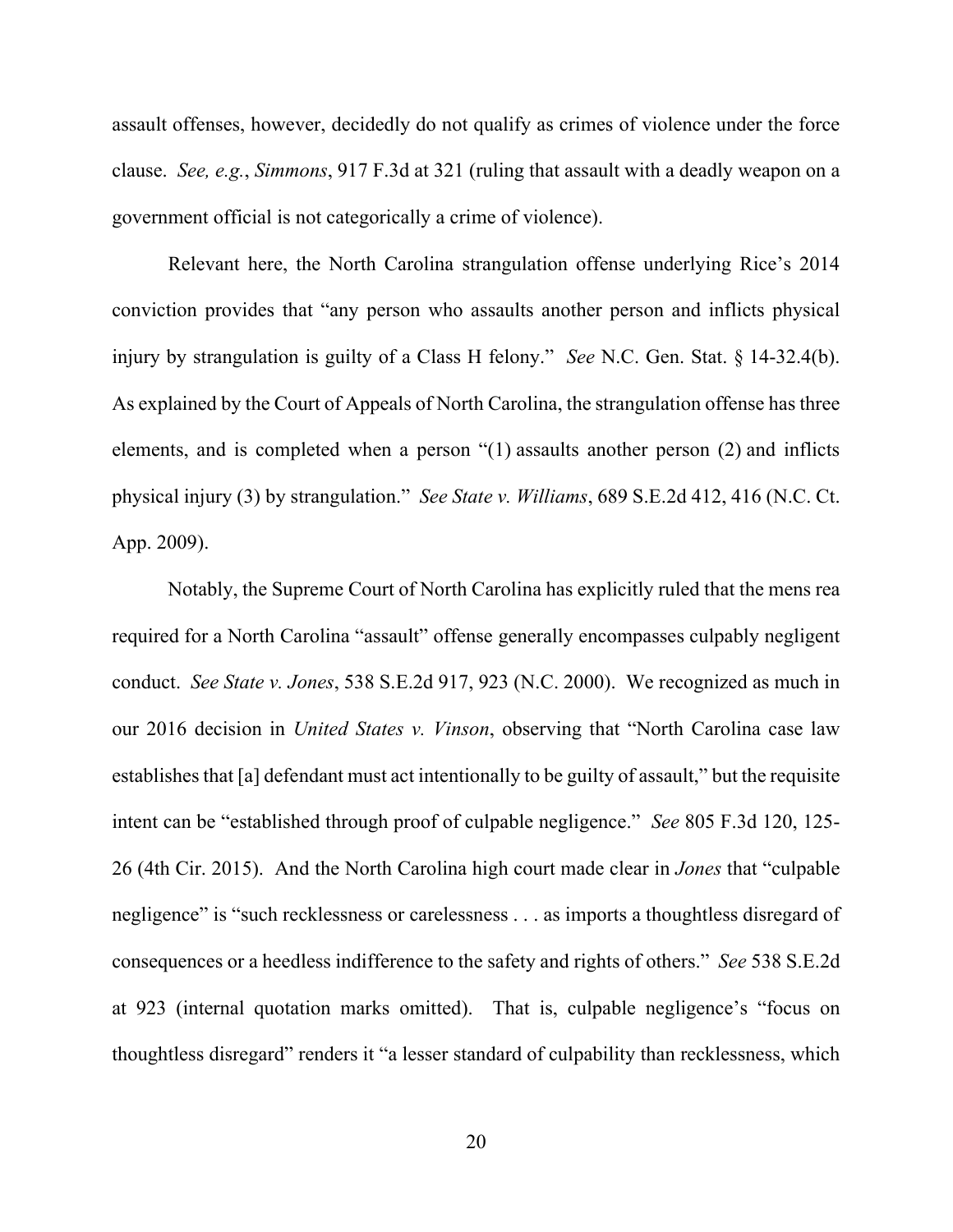assault offenses, however, decidedly do not qualify as crimes of violence under the force clause. *See, e.g.*, *Simmons*, 917 F.3d at 321 (ruling that assault with a deadly weapon on a government official is not categorically a crime of violence).

Relevant here, the North Carolina strangulation offense underlying Rice's 2014 conviction provides that "any person who assaults another person and inflicts physical injury by strangulation is guilty of a Class H felony." *See* N.C. Gen. Stat. § 14-32.4(b). As explained by the Court of Appeals of North Carolina, the strangulation offense has three elements, and is completed when a person "(1) assaults another person (2) and inflicts physical injury (3) by strangulation." *See State v. Williams*, 689 S.E.2d 412, 416 (N.C. Ct. App. 2009).

Notably, the Supreme Court of North Carolina has explicitly ruled that the mens rea required for a North Carolina "assault" offense generally encompasses culpably negligent conduct. *See State v. Jones*, 538 S.E.2d 917, 923 (N.C. 2000). We recognized as much in our 2016 decision in *United States v. Vinson*, observing that "North Carolina case law establishes that [a] defendant must act intentionally to be guilty of assault," but the requisite intent can be "established through proof of culpable negligence." *See* 805 F.3d 120, 125-26 (4th Cir. 2015). And the North Carolina high court made clear in *Jones* that "culpable negligence" is "such recklessness or carelessness . . . as imports a thoughtless disregard of consequences or a heedless indifference to the safety and rights of others." *See* 538 S.E.2d at 923 (internal quotation marks omitted). That is, culpable negligence's "focus on thoughtless disregard" renders it "a lesser standard of culpability than recklessness, which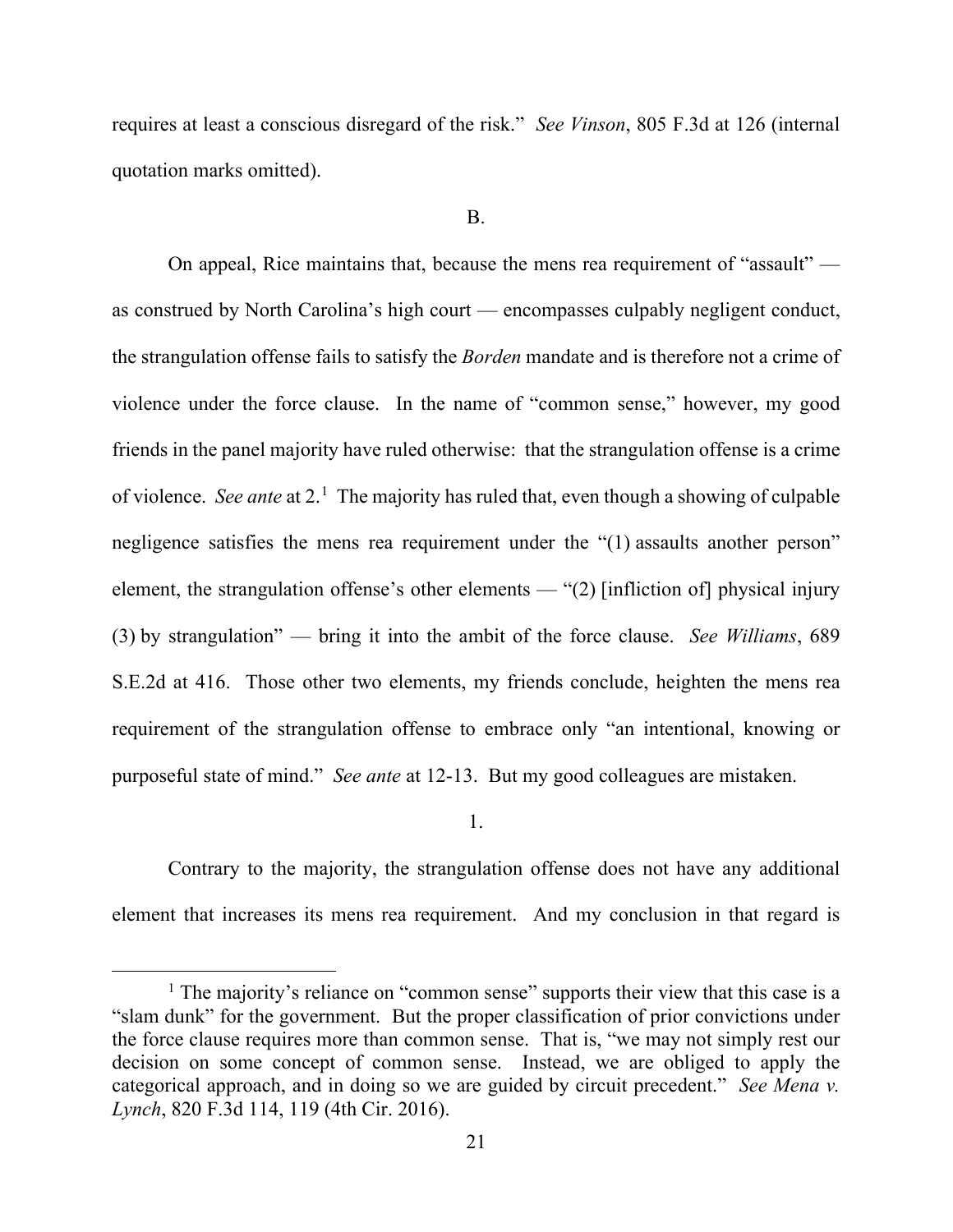requires at least a conscious disregard of the risk." *See Vinson*, 805 F.3d at 126 (internal quotation marks omitted).

B.

On appeal, Rice maintains that, because the mens rea requirement of "assault" — as construed by North Carolina's high court — encompasses culpably negligent conduct, the strangulation offense fails to satisfy the *Borden* mandate and is therefore not a crime of violence under the force clause. In the name of "common sense," however, my good friends in the panel majority have ruled otherwise: that the strangulation offense is a crime of violence. *See ante* at 2.[1] The majority has ruled that, even though a showing of culpable negligence satisfies the mens rea requirement under the "(1) assaults another person" element, the strangulation offense's other elements — "(2) [infliction of] physical injury (3) by strangulation" — bring it into the ambit of the force clause. *See Williams*, 689 S.E.2d at 416. Those other two elements, my friends conclude, heighten the mens rea requirement of the strangulation offense to embrace only "an intentional, knowing or purposeful state of mind." *See ante* at 12-13. But my good colleagues are mistaken.

1.

Contrary to the majority, the strangulation offense does not have any additional element that increases its mens rea requirement. And my conclusion in that regard is

[1] The majority's reliance on "common sense" supports their view that this case is a "slam dunk" for the government. But the proper classification of prior convictions under the force clause requires more than common sense. That is, "we may not simply rest our decision on some concept of common sense. Instead, we are obliged to apply the categorical approach, and in doing so we are guided by circuit precedent." *See Mena v. Lynch*, 820 F.3d 114, 119 (4th Cir. 2016).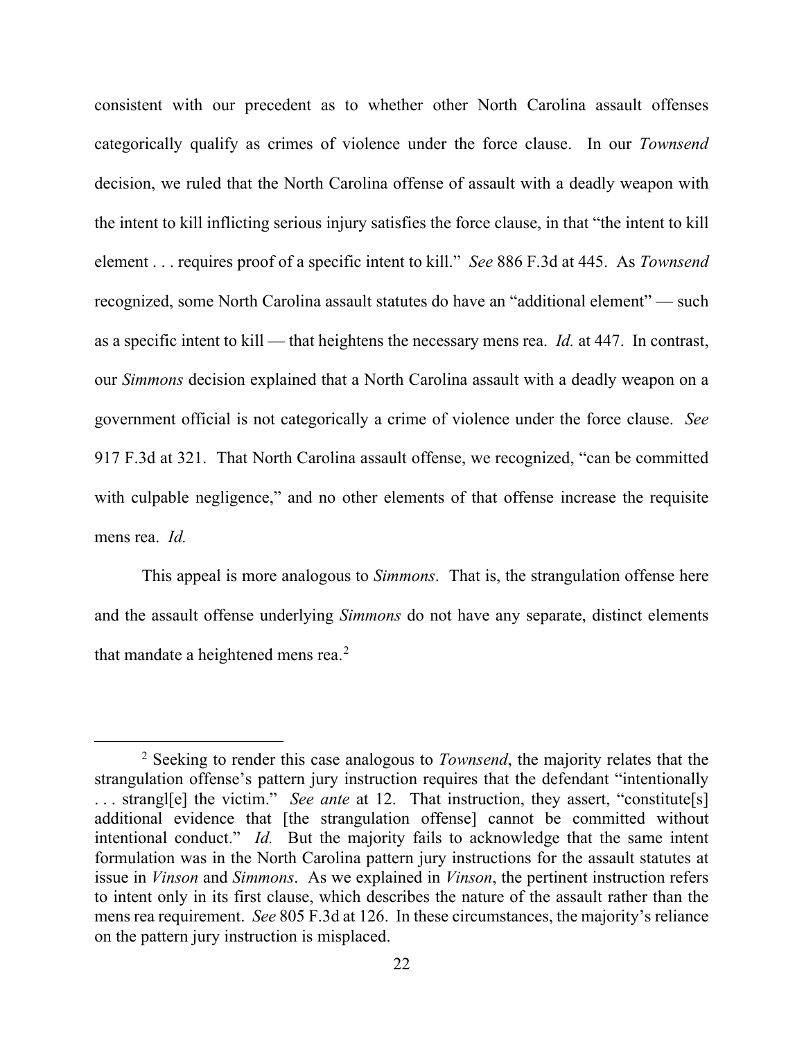consistent with our precedent as to whether other North Carolina assault offenses categorically qualify as crimes of violence under the force clause. In our *Townsend* decision, we ruled that the North Carolina offense of assault with a deadly weapon with the intent to kill inflicting serious injury satisfies the force clause, in that "the intent to kill element . . . requires proof of a specific intent to kill." *See* 886 F.3d at 445. As *Townsend* recognized, some North Carolina assault statutes do have an "additional element" — such as a specific intent to kill — that heightens the necessary mens rea. *Id.* at 447. In contrast, our *Simmons* decision explained that a North Carolina assault with a deadly weapon on a government official is not categorically a crime of violence under the force clause. *See* 917 F.3d at 321. That North Carolina assault offense, we recognized, "can be committed with culpable negligence," and no other elements of that offense increase the requisite mens rea. *Id.*

This appeal is more analogous to *Simmons*. That is, the strangulation offense here and the assault offense underlying *Simmons* do not have any separate, distinct elements that mandate a heightened mens rea.[2]

---

[2] Seeking to render this case analogous to *Townsend*, the majority relates that the strangulation offense's pattern jury instruction requires that the defendant "intentionally . . . strangl[e] the victim." *See ante* at 12. That instruction, they assert, "constitute[s] additional evidence that [the strangulation offense] cannot be committed without intentional conduct." *Id.* But the majority fails to acknowledge that the same intent formulation was in the North Carolina pattern jury instructions for the assault statutes at issue in *Vinson* and *Simmons*. As we explained in *Vinson*, the pertinent instruction refers to intent only in its first clause, which describes the nature of the assault rather than the mens rea requirement. *See* 805 F.3d at 126. In these circumstances, the majority's reliance on the pattern jury instruction is misplaced.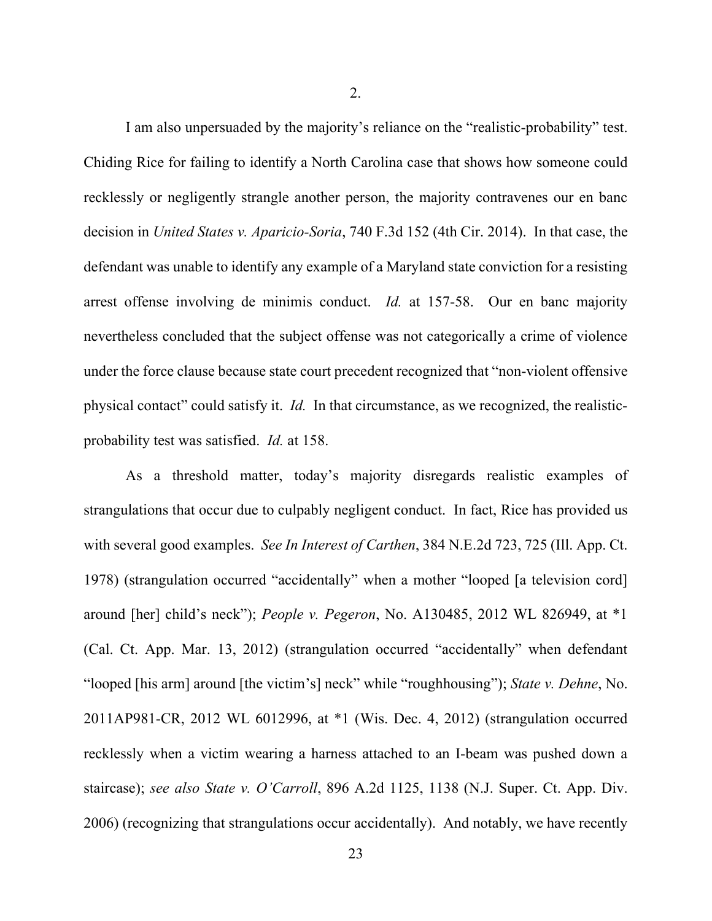2.

I am also unpersuaded by the majority's reliance on the "realistic-probability" test. Chiding Rice for failing to identify a North Carolina case that shows how someone could recklessly or negligently strangle another person, the majority contravenes our en banc decision in *United States v. Aparicio-Soria*, 740 F.3d 152 (4th Cir. 2014). In that case, the defendant was unable to identify any example of a Maryland state conviction for a resisting arrest offense involving de minimis conduct. *Id.* at 157-58. Our en banc majority nevertheless concluded that the subject offense was not categorically a crime of violence under the force clause because state court precedent recognized that "non-violent offensive physical contact" could satisfy it. *Id.* In that circumstance, as we recognized, the realistic-probability test was satisfied. *Id.* at 158.

As a threshold matter, today's majority disregards realistic examples of strangulations that occur due to culpably negligent conduct. In fact, Rice has provided us with several good examples. *See In Interest of Carthen*, 384 N.E.2d 723, 725 (Ill. App. Ct. 1978) (strangulation occurred "accidentally" when a mother "looped [a television cord] around [her] child's neck"); *People v. Pegeron*, No. A130485, 2012 WL 826949, at *1 (Cal. Ct. App. Mar. 13, 2012) (strangulation occurred "accidentally" when defendant "looped [his arm] around [the victim's] neck" while "roughhousing"); *State v. Dehne*, No. 2011AP981-CR, 2012 WL 6012996, at *1 (Wis. Dec. 4, 2012) (strangulation occurred recklessly when a victim wearing a harness attached to an I-beam was pushed down a staircase); *see also State v. O'Carroll*, 896 A.2d 1125, 1138 (N.J. Super. Ct. App. Div. 2006) (recognizing that strangulations occur accidentally). And notably, we have recently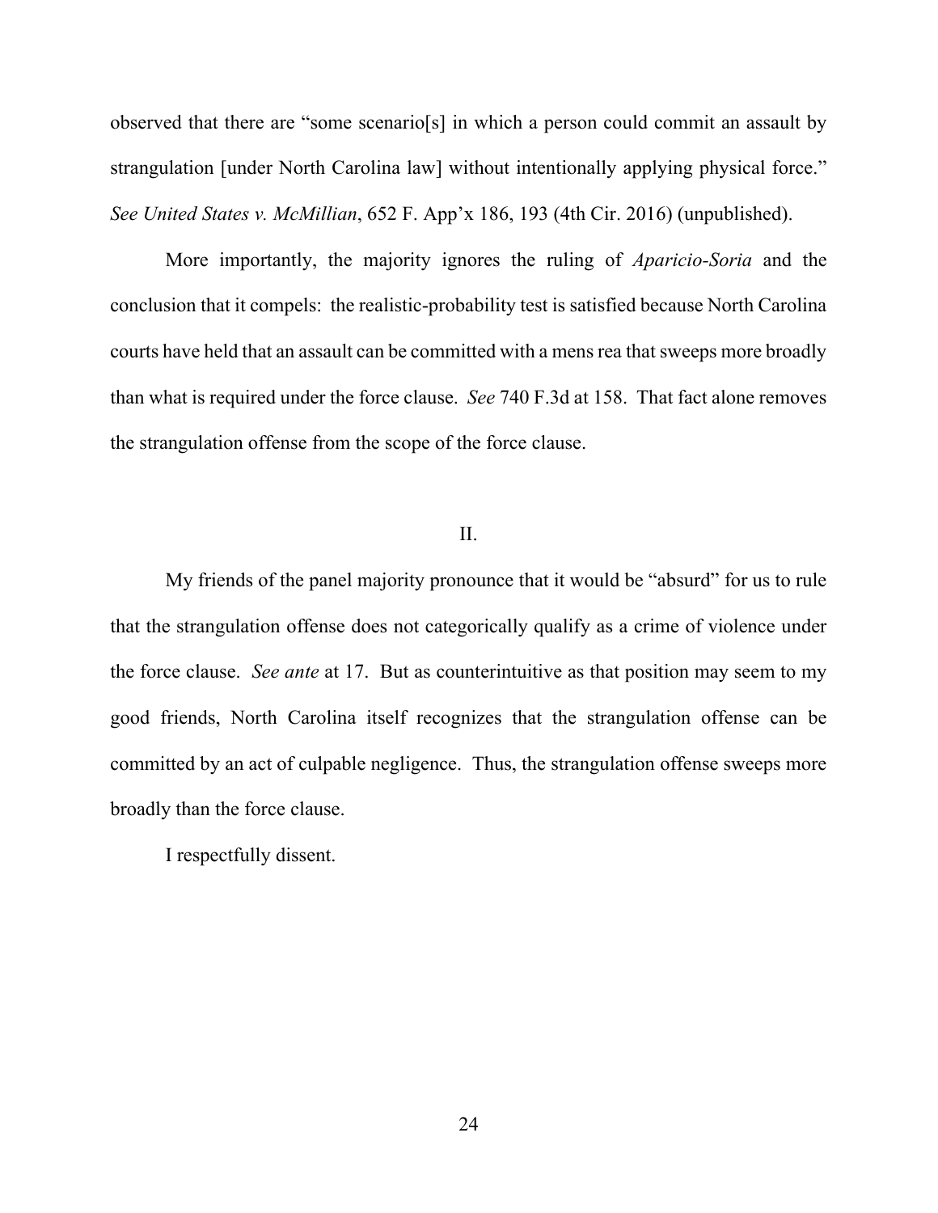observed that there are "some scenario[s] in which a person could commit an assault by strangulation [under North Carolina law] without intentionally applying physical force." *See United States v. McMillian*, 652 F. App'x 186, 193 (4th Cir. 2016) (unpublished).

More importantly, the majority ignores the ruling of *Aparicio-Soria* and the conclusion that it compels: the realistic-probability test is satisfied because North Carolina courts have held that an assault can be committed with a mens rea that sweeps more broadly than what is required under the force clause. *See* 740 F.3d at 158. That fact alone removes the strangulation offense from the scope of the force clause.

## II.

My friends of the panel majority pronounce that it would be "absurd" for us to rule that the strangulation offense does not categorically qualify as a crime of violence under the force clause. *See ante* at 17. But as counterintuitive as that position may seem to my good friends, North Carolina itself recognizes that the strangulation offense can be committed by an act of culpable negligence. Thus, the strangulation offense sweeps more broadly than the force clause.

I respectfully dissent.